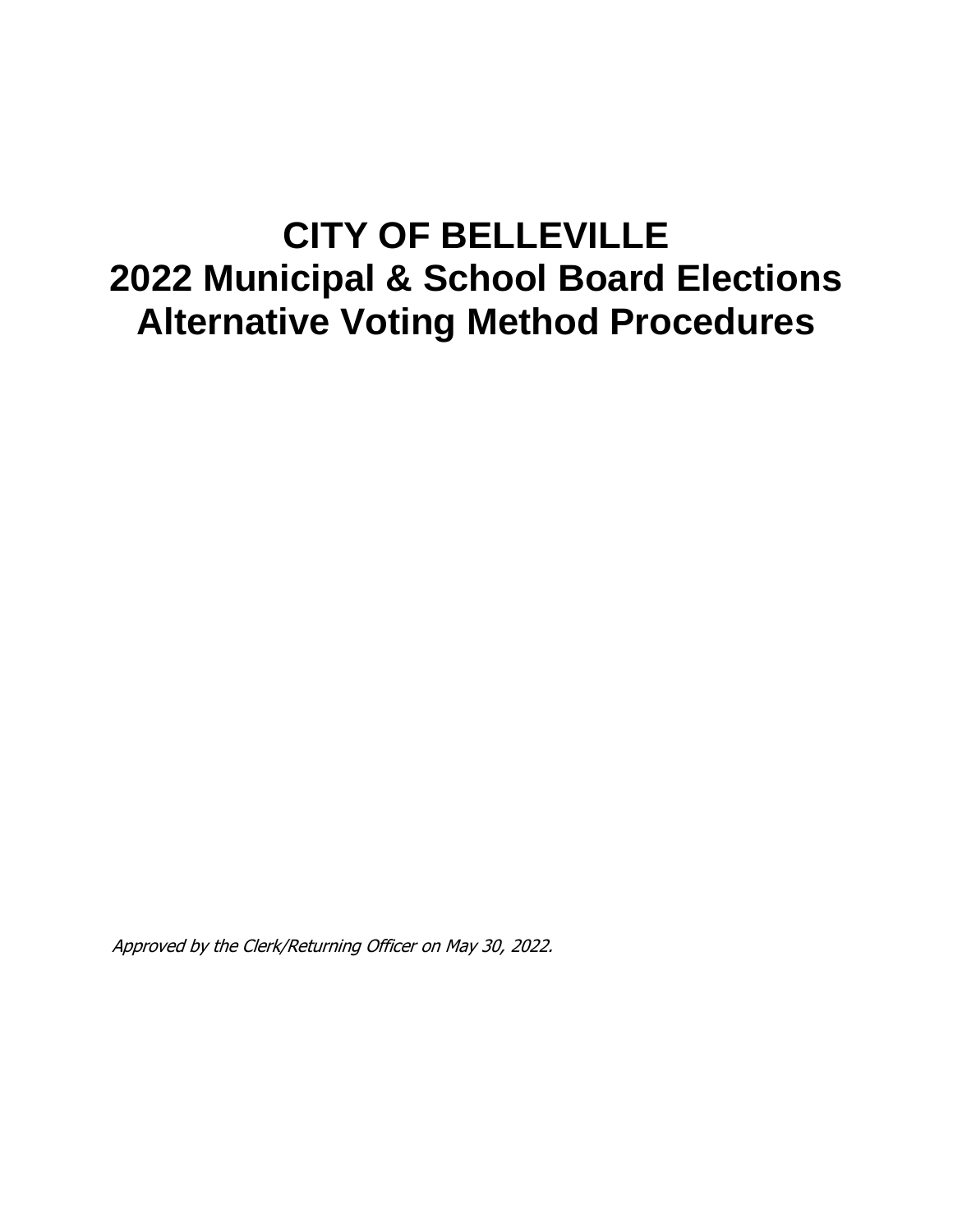# CITY OF BELLEVILLE
# 2022 Municipal & School Board Elections
# Alternative Voting Method Procedures

*Approved by the Clerk/Returning Officer on May 30, 2022.*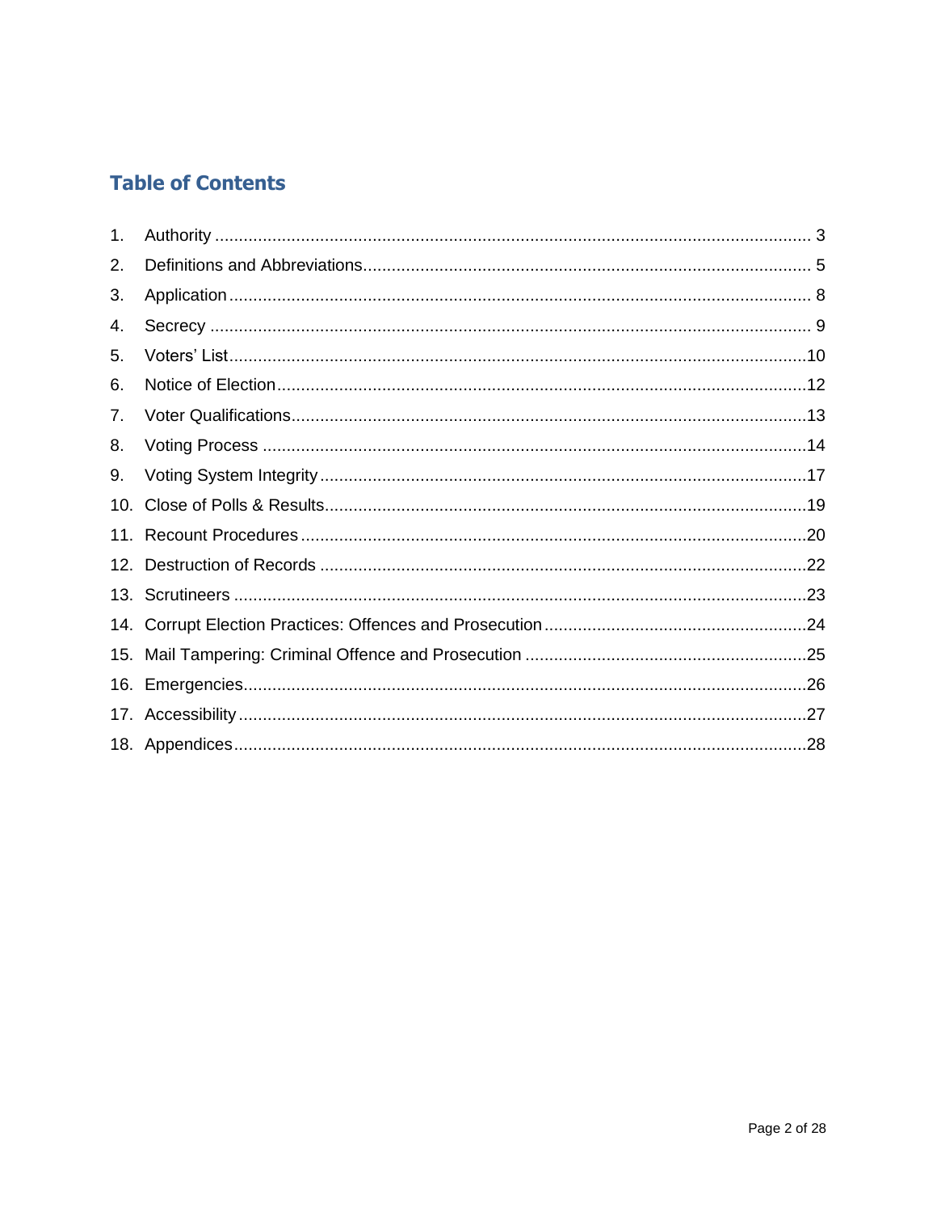## Table of Contents

1. Authority ........................................................................................................................ 3
2. Definitions and Abbreviations ......................................................................................... 5
3. Application ...................................................................................................................... 8
4. Secrecy ........................................................................................................................... 9
5. Voters' List ..................................................................................................................... 10
6. Notice of Election ........................................................................................................... 12
7. Voter Qualifications ........................................................................................................ 13
8. Voting Process ............................................................................................................... 14
9. Voting System Integrity .................................................................................................. 17
10. Close of Polls & Results ................................................................................................. 19
11. Recount Procedures ....................................................................................................... 20
12. Destruction of Records ................................................................................................... 22
13. Scrutineers ..................................................................................................................... 23
14. Corrupt Election Practices: Offences and Prosecution .................................................... 24
15. Mail Tampering: Criminal Offence and Prosecution ........................................................ 25
16. Emergencies ................................................................................................................... 26
17. Accessibility .................................................................................................................... 27
18. Appendices ..................................................................................................................... 28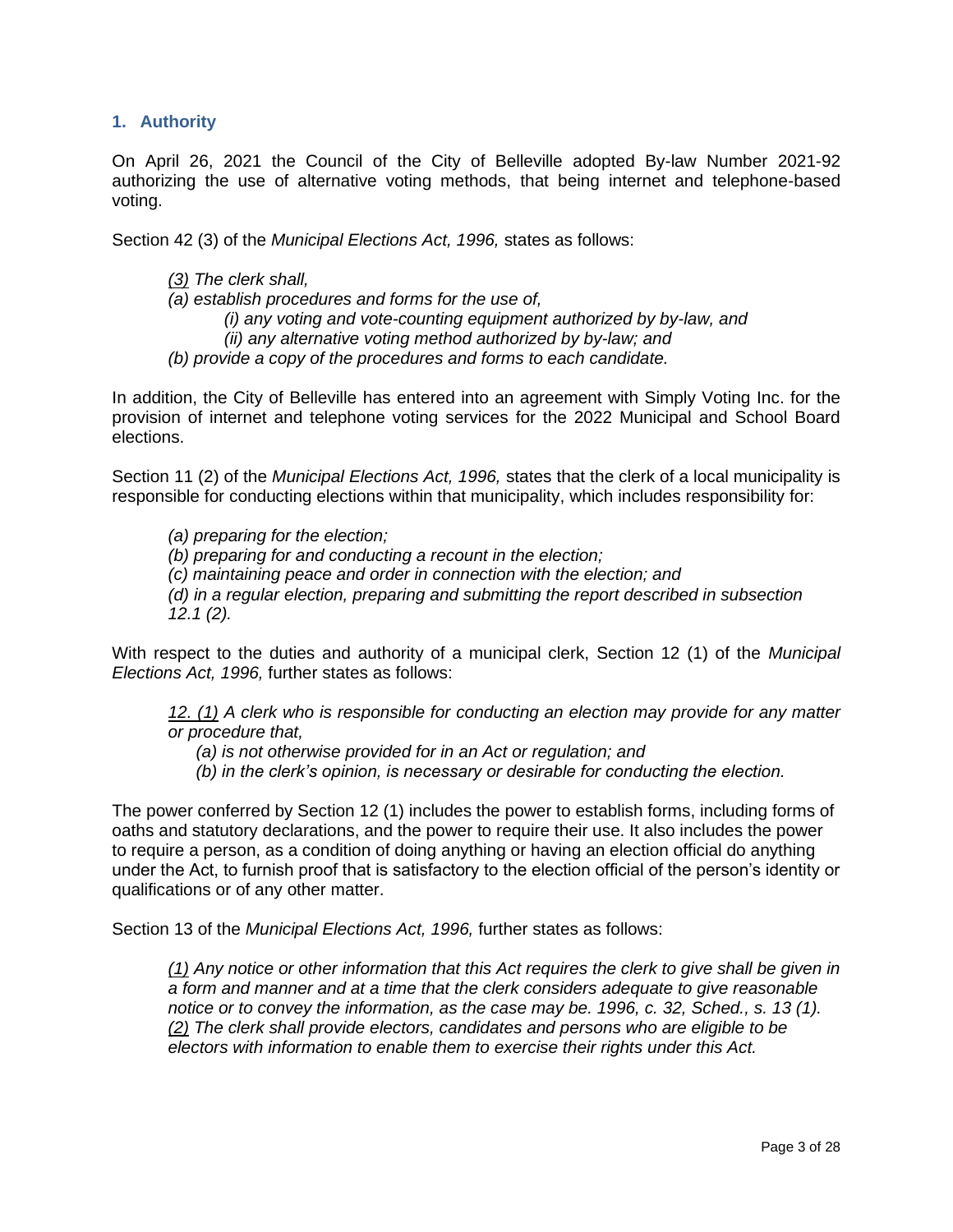## 1. Authority

On April 26, 2021 the Council of the City of Belleville adopted By-law Number 2021-92 authorizing the use of alternative voting methods, that being internet and telephone-based voting.

Section 42 (3) of the *Municipal Elections Act, 1996,* states as follows:

> *(3) The clerk shall,*
> *(a) establish procedures and forms for the use of,*
> > *(i) any voting and vote-counting equipment authorized by by-law, and*
> > *(ii) any alternative voting method authorized by by-law; and*
>
> *(b) provide a copy of the procedures and forms to each candidate.*

In addition, the City of Belleville has entered into an agreement with Simply Voting Inc. for the provision of internet and telephone voting services for the 2022 Municipal and School Board elections.

Section 11 (2) of the *Municipal Elections Act, 1996,* states that the clerk of a local municipality is responsible for conducting elections within that municipality, which includes responsibility for:

> *(a) preparing for the election;*
> *(b) preparing for and conducting a recount in the election;*
> *(c) maintaining peace and order in connection with the election; and*
> *(d) in a regular election, preparing and submitting the report described in subsection 12.1 (2).*

With respect to the duties and authority of a municipal clerk, Section 12 (1) of the *Municipal Elections Act, 1996,* further states as follows:

> *12. (1) A clerk who is responsible for conducting an election may provide for any matter or procedure that,*
> > *(a) is not otherwise provided for in an Act or regulation; and*
> > *(b) in the clerk's opinion, is necessary or desirable for conducting the election.*

The power conferred by Section 12 (1) includes the power to establish forms, including forms of oaths and statutory declarations, and the power to require their use. It also includes the power to require a person, as a condition of doing anything or having an election official do anything under the Act, to furnish proof that is satisfactory to the election official of the person's identity or qualifications or of any other matter.

Section 13 of the *Municipal Elections Act, 1996,* further states as follows:

> *(1) Any notice or other information that this Act requires the clerk to give shall be given in a form and manner and at a time that the clerk considers adequate to give reasonable notice or to convey the information, as the case may be. 1996, c. 32, Sched., s. 13 (1).*
> *(2) The clerk shall provide electors, candidates and persons who are eligible to be electors with information to enable them to exercise their rights under this Act.*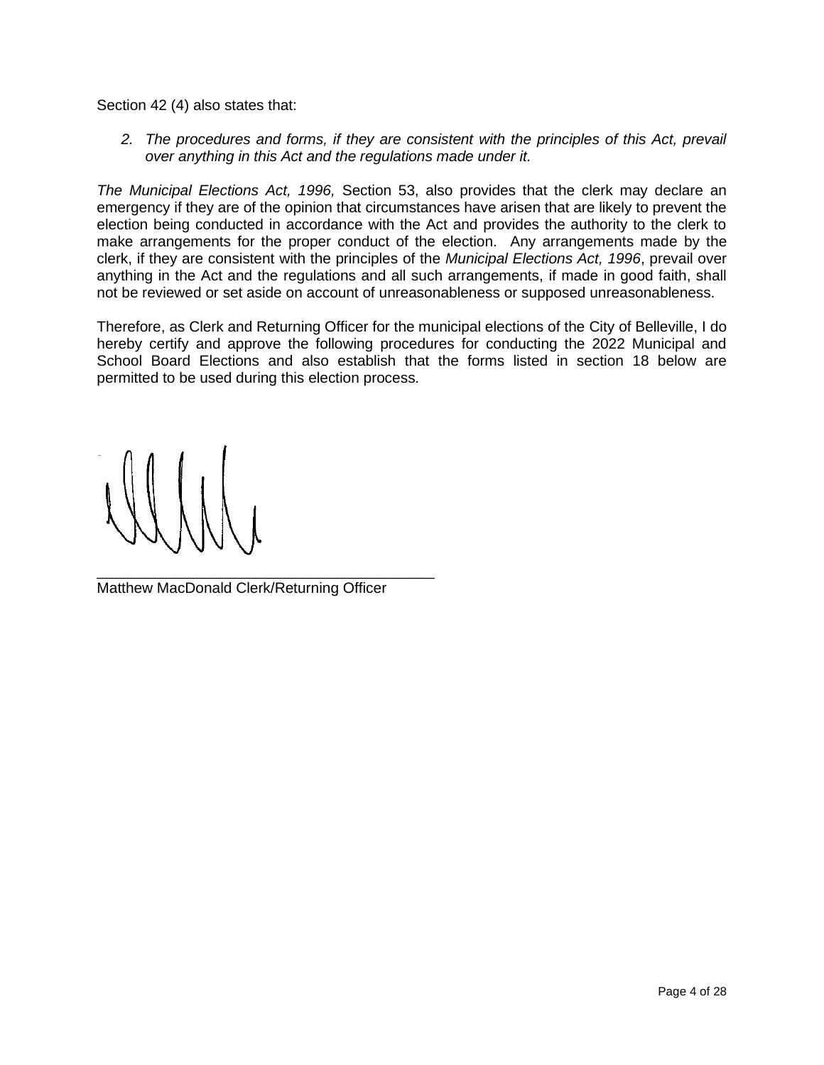Section 42 (4) also states that:

2. *The procedures and forms, if they are consistent with the principles of this Act, prevail over anything in this Act and the regulations made under it.*

*The Municipal Elections Act, 1996,* Section 53, also provides that the clerk may declare an emergency if they are of the opinion that circumstances have arisen that are likely to prevent the election being conducted in accordance with the Act and provides the authority to the clerk to make arrangements for the proper conduct of the election. Any arrangements made by the clerk, if they are consistent with the principles of the *Municipal Elections Act, 1996*, prevail over anything in the Act and the regulations and all such arrangements, if made in good faith, shall not be reviewed or set aside on account of unreasonableness or supposed unreasonableness.

Therefore, as Clerk and Returning Officer for the municipal elections of the City of Belleville, I do hereby certify and approve the following procedures for conducting the 2022 Municipal and School Board Elections and also establish that the forms listed in section 18 below are permitted to be used during this election process.

_________________________________________
Matthew MacDonald Clerk/Returning Officer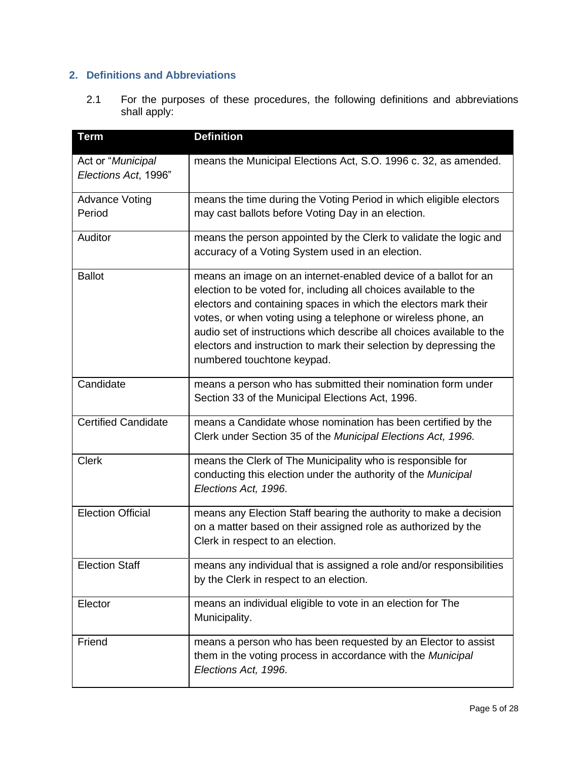## 2. Definitions and Abbreviations

2.1 For the purposes of these procedures, the following definitions and abbreviations shall apply:

| Term | Definition |
|---|---|
| Act or "*Municipal Elections Act*, 1996" | means the Municipal Elections Act, S.O. 1996 c. 32, as amended. |
| Advance Voting Period | means the time during the Voting Period in which eligible electors may cast ballots before Voting Day in an election. |
| Auditor | means the person appointed by the Clerk to validate the logic and accuracy of a Voting System used in an election. |
| Ballot | means an image on an internet-enabled device of a ballot for an election to be voted for, including all choices available to the electors and containing spaces in which the electors mark their votes, or when voting using a telephone or wireless phone, an audio set of instructions which describe all choices available to the electors and instruction to mark their selection by depressing the numbered touchtone keypad. |
| Candidate | means a person who has submitted their nomination form under Section 33 of the Municipal Elections Act, 1996. |
| Certified Candidate | means a Candidate whose nomination has been certified by the Clerk under Section 35 of the *Municipal Elections Act, 1996.* |
| Clerk | means the Clerk of The Municipality who is responsible for conducting this election under the authority of the *Municipal Elections Act, 1996*. |
| Election Official | means any Election Staff bearing the authority to make a decision on a matter based on their assigned role as authorized by the Clerk in respect to an election. |
| Election Staff | means any individual that is assigned a role and/or responsibilities by the Clerk in respect to an election. |
| Elector | means an individual eligible to vote in an election for The Municipality. |
| Friend | means a person who has been requested by an Elector to assist them in the voting process in accordance with the *Municipal Elections Act, 1996*. |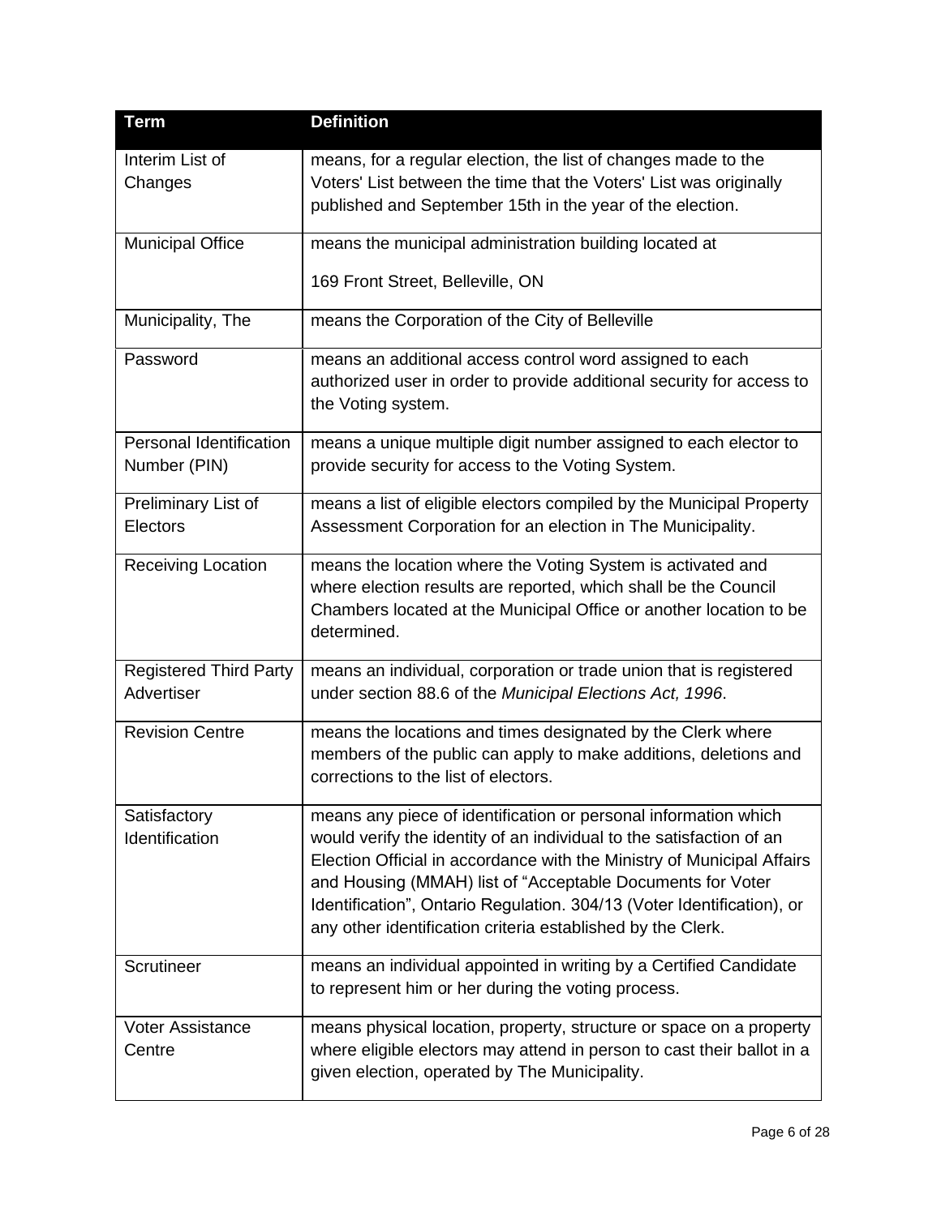| Term | Definition |
|---|---|
| Interim List of Changes | means, for a regular election, the list of changes made to the Voters' List between the time that the Voters' List was originally published and September 15th in the year of the election. |
| Municipal Office | means the municipal administration building located at 169 Front Street, Belleville, ON |
| Municipality, The | means the Corporation of the City of Belleville |
| Password | means an additional access control word assigned to each authorized user in order to provide additional security for access to the Voting system. |
| Personal Identification Number (PIN) | means a unique multiple digit number assigned to each elector to provide security for access to the Voting System. |
| Preliminary List of Electors | means a list of eligible electors compiled by the Municipal Property Assessment Corporation for an election in The Municipality. |
| Receiving Location | means the location where the Voting System is activated and where election results are reported, which shall be the Council Chambers located at the Municipal Office or another location to be determined. |
| Registered Third Party Advertiser | means an individual, corporation or trade union that is registered under section 88.6 of the *Municipal Elections Act, 1996*. |
| Revision Centre | means the locations and times designated by the Clerk where members of the public can apply to make additions, deletions and corrections to the list of electors. |
| Satisfactory Identification | means any piece of identification or personal information which would verify the identity of an individual to the satisfaction of an Election Official in accordance with the Ministry of Municipal Affairs and Housing (MMAH) list of "Acceptable Documents for Voter Identification", Ontario Regulation. 304/13 (Voter Identification), or any other identification criteria established by the Clerk. |
| Scrutineer | means an individual appointed in writing by a Certified Candidate to represent him or her during the voting process. |
| Voter Assistance Centre | means physical location, property, structure or space on a property where eligible electors may attend in person to cast their ballot in a given election, operated by The Municipality. |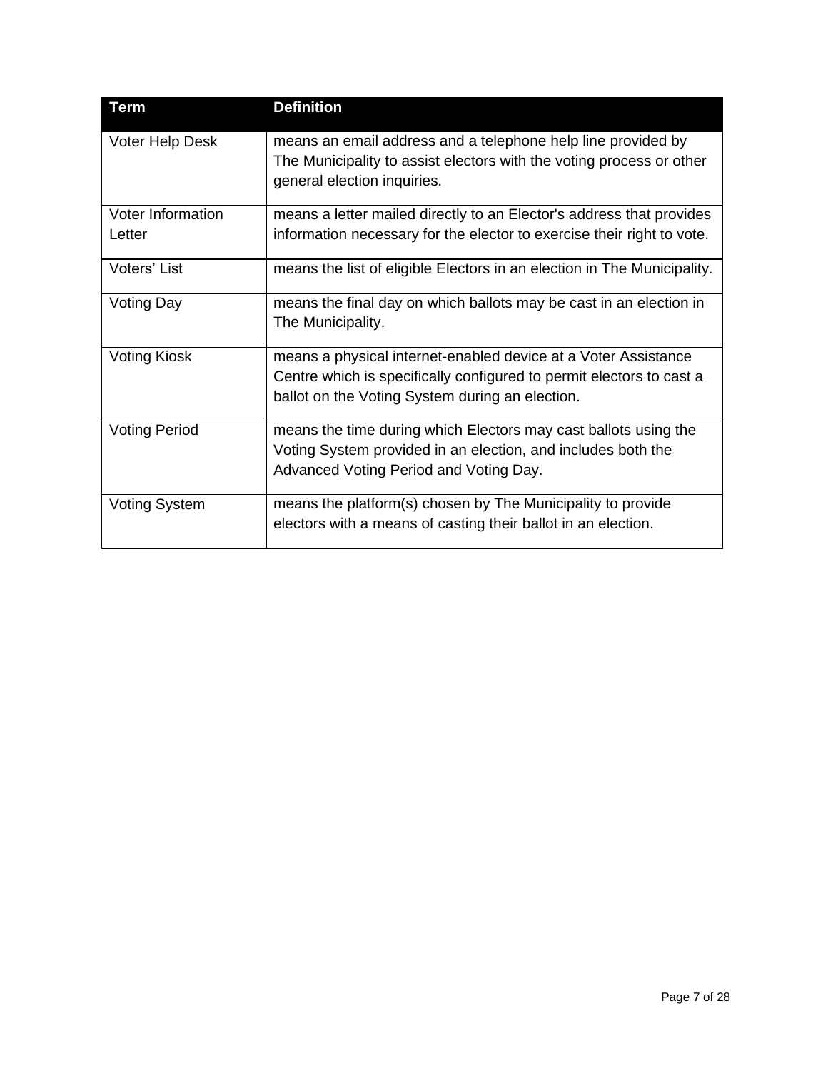| Term | Definition |
| --- | --- |
| Voter Help Desk | means an email address and a telephone help line provided by The Municipality to assist electors with the voting process or other general election inquiries. |
| Voter Information Letter | means a letter mailed directly to an Elector's address that provides information necessary for the elector to exercise their right to vote. |
| Voters' List | means the list of eligible Electors in an election in The Municipality. |
| Voting Day | means the final day on which ballots may be cast in an election in The Municipality. |
| Voting Kiosk | means a physical internet-enabled device at a Voter Assistance Centre which is specifically configured to permit electors to cast a ballot on the Voting System during an election. |
| Voting Period | means the time during which Electors may cast ballots using the Voting System provided in an election, and includes both the Advanced Voting Period and Voting Day. |
| Voting System | means the platform(s) chosen by The Municipality to provide electors with a means of casting their ballot in an election. |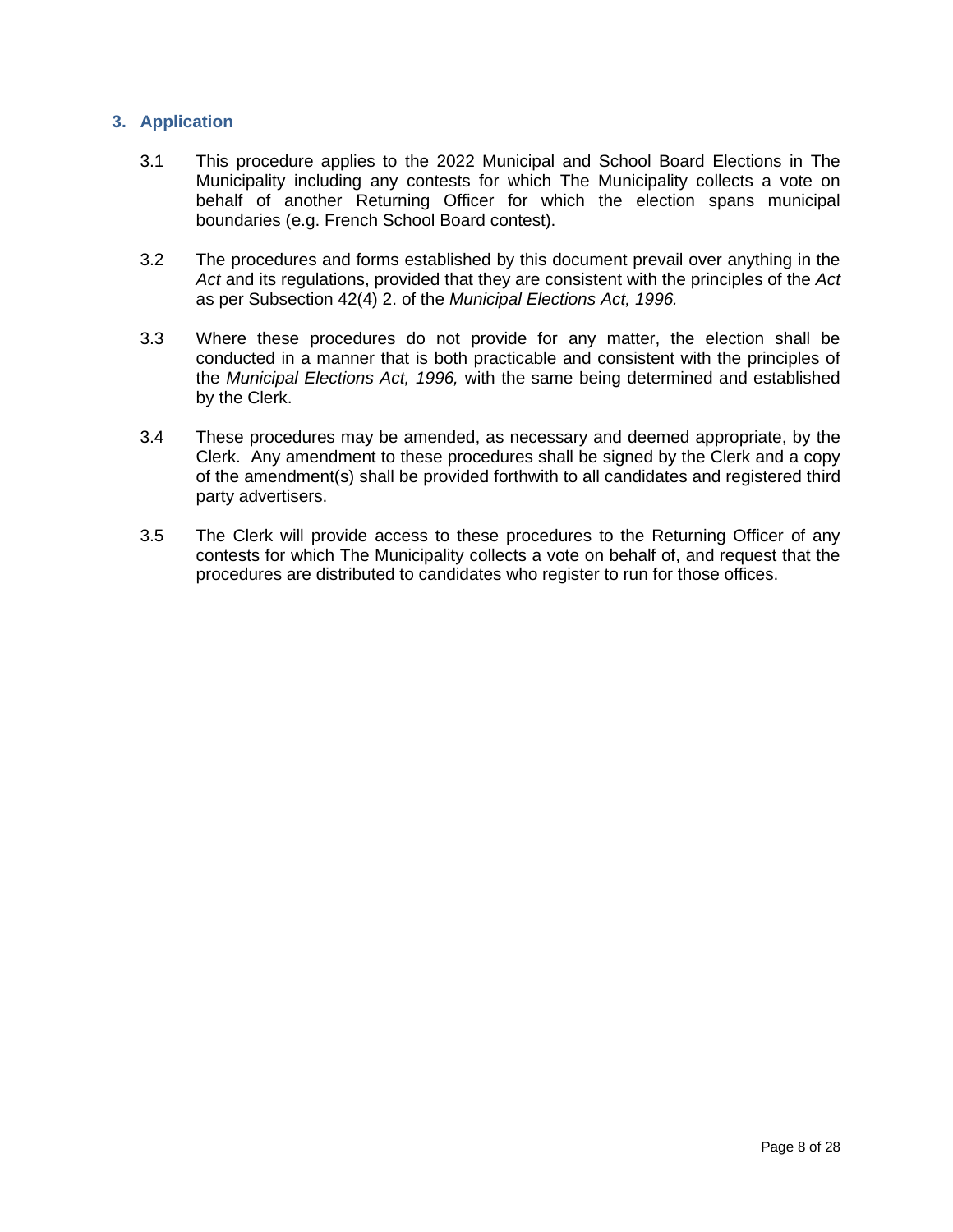## 3. Application

3.1 This procedure applies to the 2022 Municipal and School Board Elections in The Municipality including any contests for which The Municipality collects a vote on behalf of another Returning Officer for which the election spans municipal boundaries (e.g. French School Board contest).

3.2 The procedures and forms established by this document prevail over anything in the *Act* and its regulations, provided that they are consistent with the principles of the *Act* as per Subsection 42(4) 2. of the *Municipal Elections Act, 1996.*

3.3 Where these procedures do not provide for any matter, the election shall be conducted in a manner that is both practicable and consistent with the principles of the *Municipal Elections Act, 1996,* with the same being determined and established by the Clerk.

3.4 These procedures may be amended, as necessary and deemed appropriate, by the Clerk. Any amendment to these procedures shall be signed by the Clerk and a copy of the amendment(s) shall be provided forthwith to all candidates and registered third party advertisers.

3.5 The Clerk will provide access to these procedures to the Returning Officer of any contests for which The Municipality collects a vote on behalf of, and request that the procedures are distributed to candidates who register to run for those offices.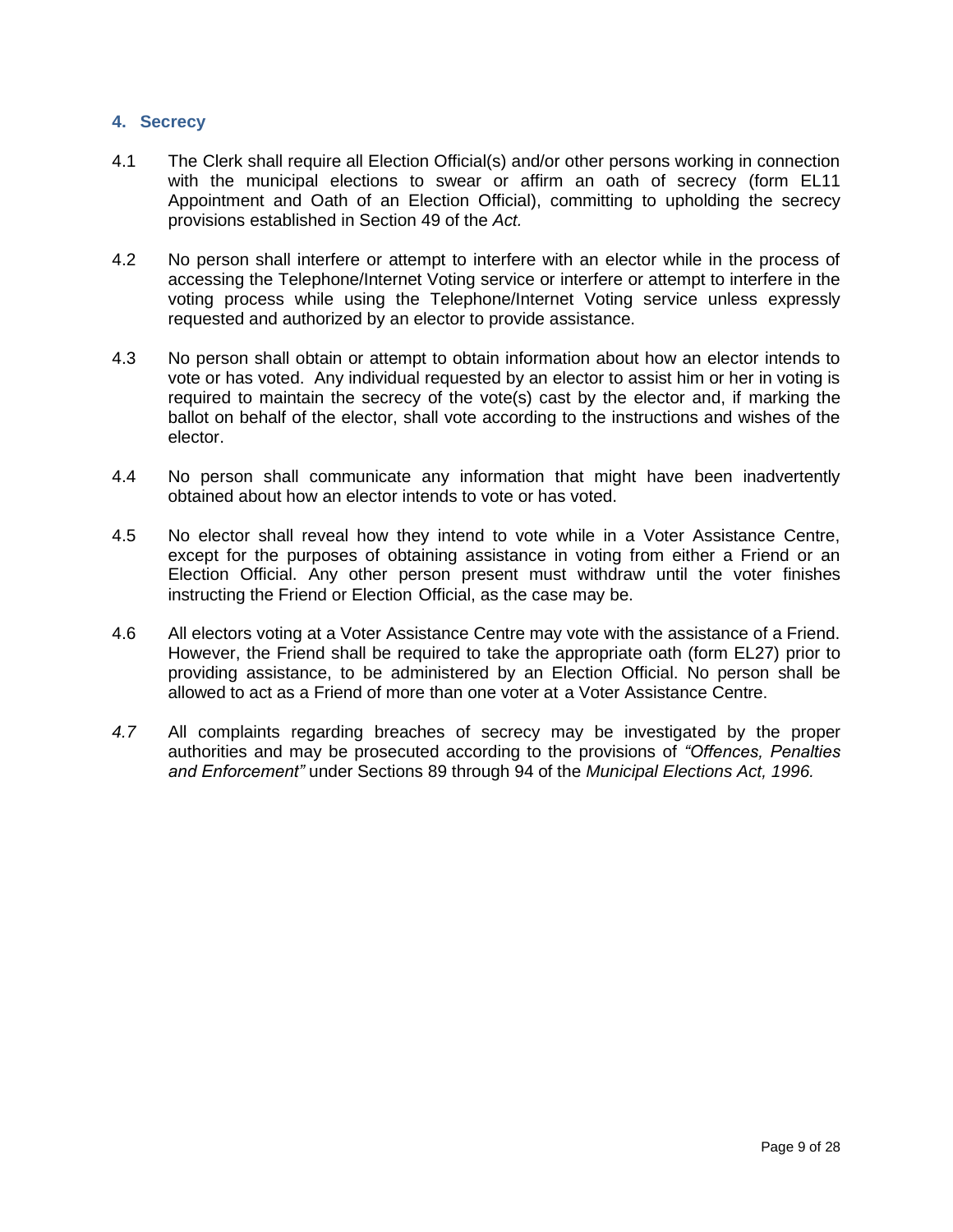## 4. Secrecy

4.1 The Clerk shall require all Election Official(s) and/or other persons working in connection with the municipal elections to swear or affirm an oath of secrecy (form EL11 Appointment and Oath of an Election Official), committing to upholding the secrecy provisions established in Section 49 of the *Act.*

4.2 No person shall interfere or attempt to interfere with an elector while in the process of accessing the Telephone/Internet Voting service or interfere or attempt to interfere in the voting process while using the Telephone/Internet Voting service unless expressly requested and authorized by an elector to provide assistance.

4.3 No person shall obtain or attempt to obtain information about how an elector intends to vote or has voted. Any individual requested by an elector to assist him or her in voting is required to maintain the secrecy of the vote(s) cast by the elector and, if marking the ballot on behalf of the elector, shall vote according to the instructions and wishes of the elector.

4.4 No person shall communicate any information that might have been inadvertently obtained about how an elector intends to vote or has voted.

4.5 No elector shall reveal how they intend to vote while in a Voter Assistance Centre, except for the purposes of obtaining assistance in voting from either a Friend or an Election Official. Any other person present must withdraw until the voter finishes instructing the Friend or Election Official, as the case may be.

4.6 All electors voting at a Voter Assistance Centre may vote with the assistance of a Friend. However, the Friend shall be required to take the appropriate oath (form EL27) prior to providing assistance, to be administered by an Election Official. No person shall be allowed to act as a Friend of more than one voter at a Voter Assistance Centre.

*4.7* All complaints regarding breaches of secrecy may be investigated by the proper authorities and may be prosecuted according to the provisions of *"Offences, Penalties and Enforcement"* under Sections 89 through 94 of the *Municipal Elections Act, 1996.*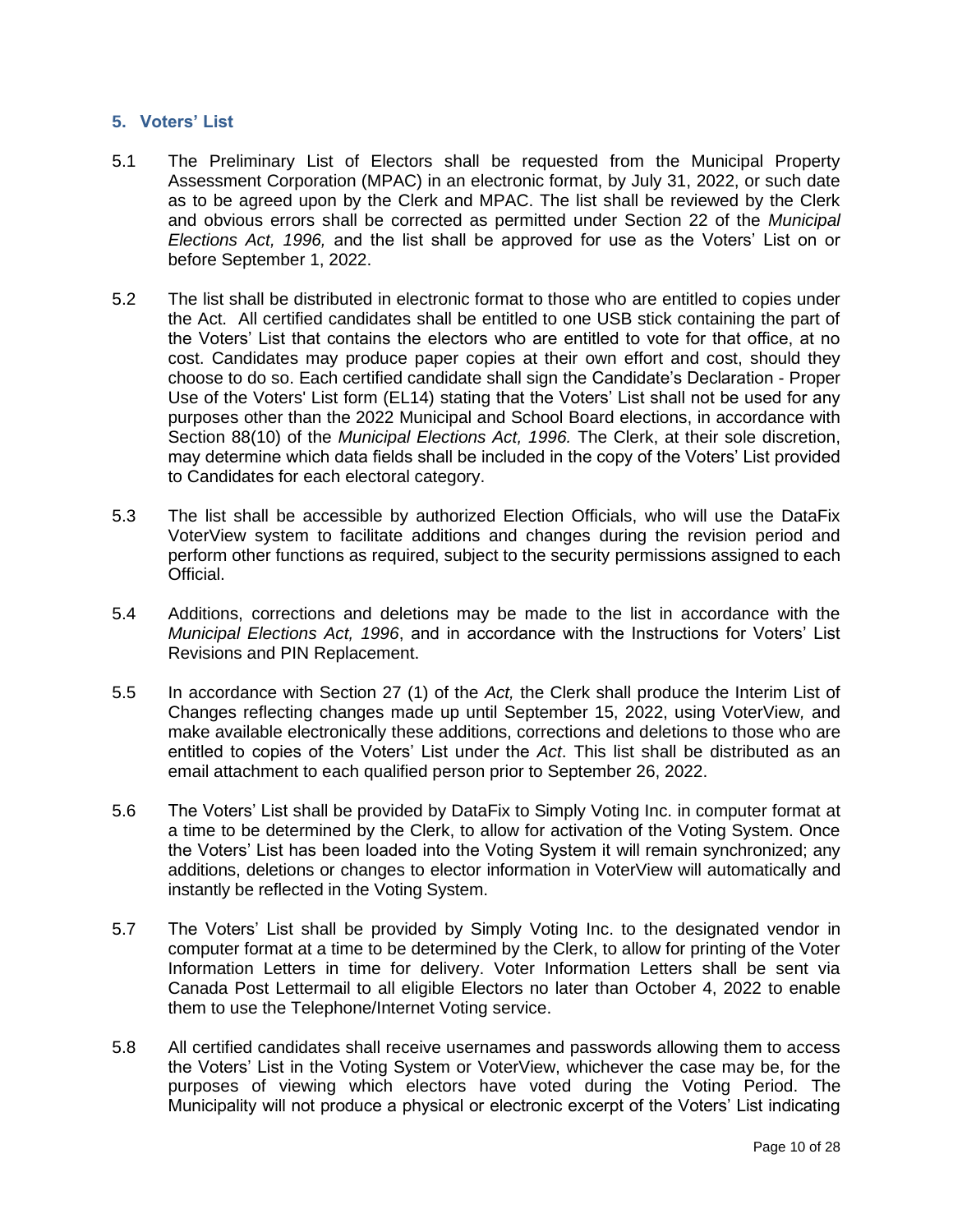## 5. Voters' List

5.1 The Preliminary List of Electors shall be requested from the Municipal Property Assessment Corporation (MPAC) in an electronic format, by July 31, 2022, or such date as to be agreed upon by the Clerk and MPAC. The list shall be reviewed by the Clerk and obvious errors shall be corrected as permitted under Section 22 of the *Municipal Elections Act, 1996,* and the list shall be approved for use as the Voters' List on or before September 1, 2022.

5.2 The list shall be distributed in electronic format to those who are entitled to copies under the Act. All certified candidates shall be entitled to one USB stick containing the part of the Voters' List that contains the electors who are entitled to vote for that office, at no cost. Candidates may produce paper copies at their own effort and cost, should they choose to do so. Each certified candidate shall sign the Candidate's Declaration - Proper Use of the Voters' List form (EL14) stating that the Voters' List shall not be used for any purposes other than the 2022 Municipal and School Board elections, in accordance with Section 88(10) of the *Municipal Elections Act, 1996.* The Clerk, at their sole discretion, may determine which data fields shall be included in the copy of the Voters' List provided to Candidates for each electoral category.

5.3 The list shall be accessible by authorized Election Officials, who will use the DataFix VoterView system to facilitate additions and changes during the revision period and perform other functions as required, subject to the security permissions assigned to each Official.

5.4 Additions, corrections and deletions may be made to the list in accordance with the *Municipal Elections Act, 1996*, and in accordance with the Instructions for Voters' List Revisions and PIN Replacement.

5.5 In accordance with Section 27 (1) of the *Act,* the Clerk shall produce the Interim List of Changes reflecting changes made up until September 15, 2022, using VoterView*,* and make available electronically these additions, corrections and deletions to those who are entitled to copies of the Voters' List under the *Act*. This list shall be distributed as an email attachment to each qualified person prior to September 26, 2022.

5.6 The Voters' List shall be provided by DataFix to Simply Voting Inc. in computer format at a time to be determined by the Clerk, to allow for activation of the Voting System. Once the Voters' List has been loaded into the Voting System it will remain synchronized; any additions, deletions or changes to elector information in VoterView will automatically and instantly be reflected in the Voting System.

5.7 The Voters' List shall be provided by Simply Voting Inc. to the designated vendor in computer format at a time to be determined by the Clerk, to allow for printing of the Voter Information Letters in time for delivery. Voter Information Letters shall be sent via Canada Post Lettermail to all eligible Electors no later than October 4, 2022 to enable them to use the Telephone/Internet Voting service.

5.8 All certified candidates shall receive usernames and passwords allowing them to access the Voters' List in the Voting System or VoterView, whichever the case may be, for the purposes of viewing which electors have voted during the Voting Period. The Municipality will not produce a physical or electronic excerpt of the Voters' List indicating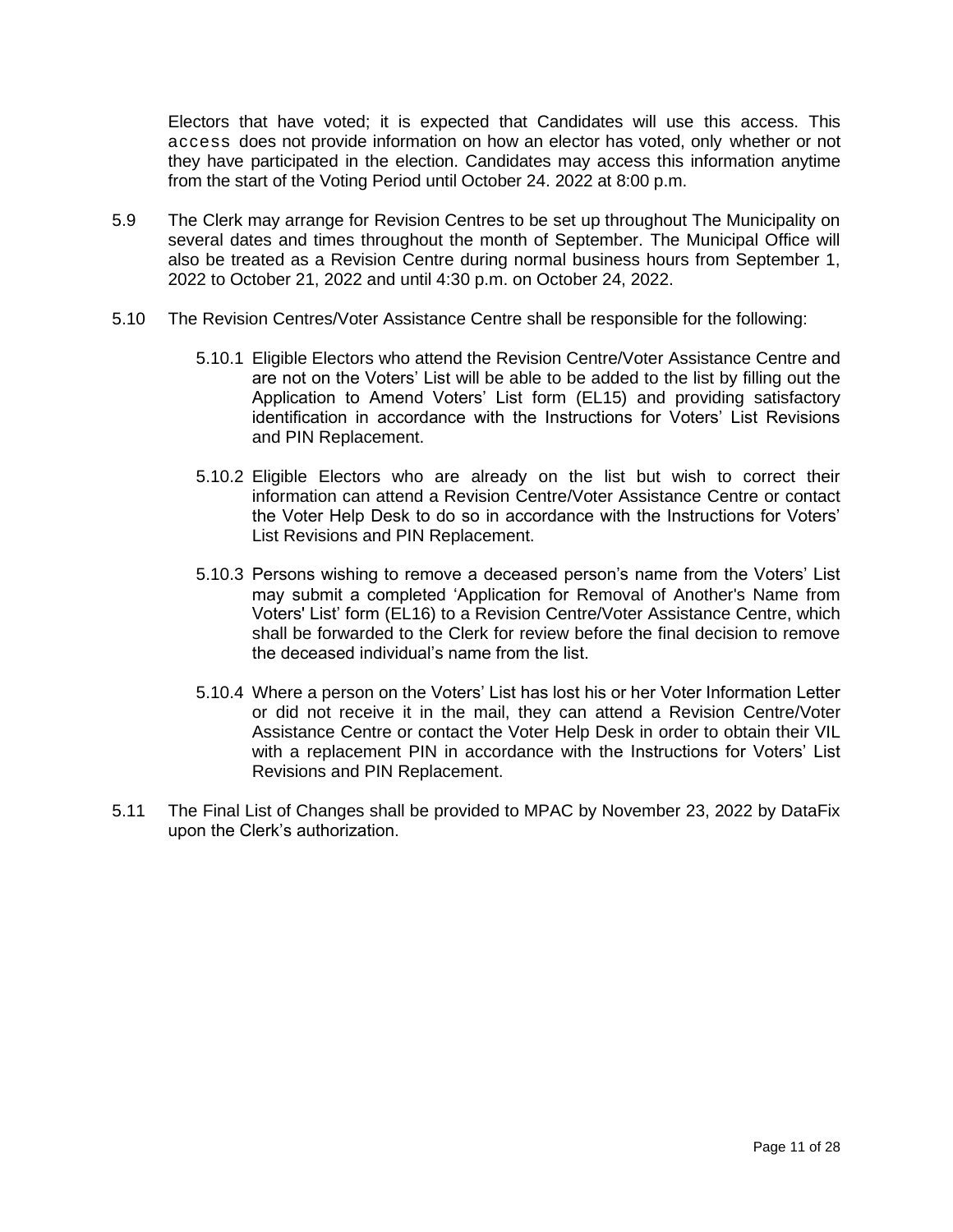Electors that have voted; it is expected that Candidates will use this access. This access does not provide information on how an elector has voted, only whether or not they have participated in the election. Candidates may access this information anytime from the start of the Voting Period until October 24. 2022 at 8:00 p.m.

5.9 The Clerk may arrange for Revision Centres to be set up throughout The Municipality on several dates and times throughout the month of September. The Municipal Office will also be treated as a Revision Centre during normal business hours from September 1, 2022 to October 21, 2022 and until 4:30 p.m. on October 24, 2022.

5.10 The Revision Centres/Voter Assistance Centre shall be responsible for the following:

5.10.1 Eligible Electors who attend the Revision Centre/Voter Assistance Centre and are not on the Voters' List will be able to be added to the list by filling out the Application to Amend Voters' List form (EL15) and providing satisfactory identification in accordance with the Instructions for Voters' List Revisions and PIN Replacement.

5.10.2 Eligible Electors who are already on the list but wish to correct their information can attend a Revision Centre/Voter Assistance Centre or contact the Voter Help Desk to do so in accordance with the Instructions for Voters' List Revisions and PIN Replacement.

5.10.3 Persons wishing to remove a deceased person's name from the Voters' List may submit a completed 'Application for Removal of Another's Name from Voters' List' form (EL16) to a Revision Centre/Voter Assistance Centre, which shall be forwarded to the Clerk for review before the final decision to remove the deceased individual's name from the list.

5.10.4 Where a person on the Voters' List has lost his or her Voter Information Letter or did not receive it in the mail, they can attend a Revision Centre/Voter Assistance Centre or contact the Voter Help Desk in order to obtain their VIL with a replacement PIN in accordance with the Instructions for Voters' List Revisions and PIN Replacement.

5.11 The Final List of Changes shall be provided to MPAC by November 23, 2022 by DataFix upon the Clerk's authorization.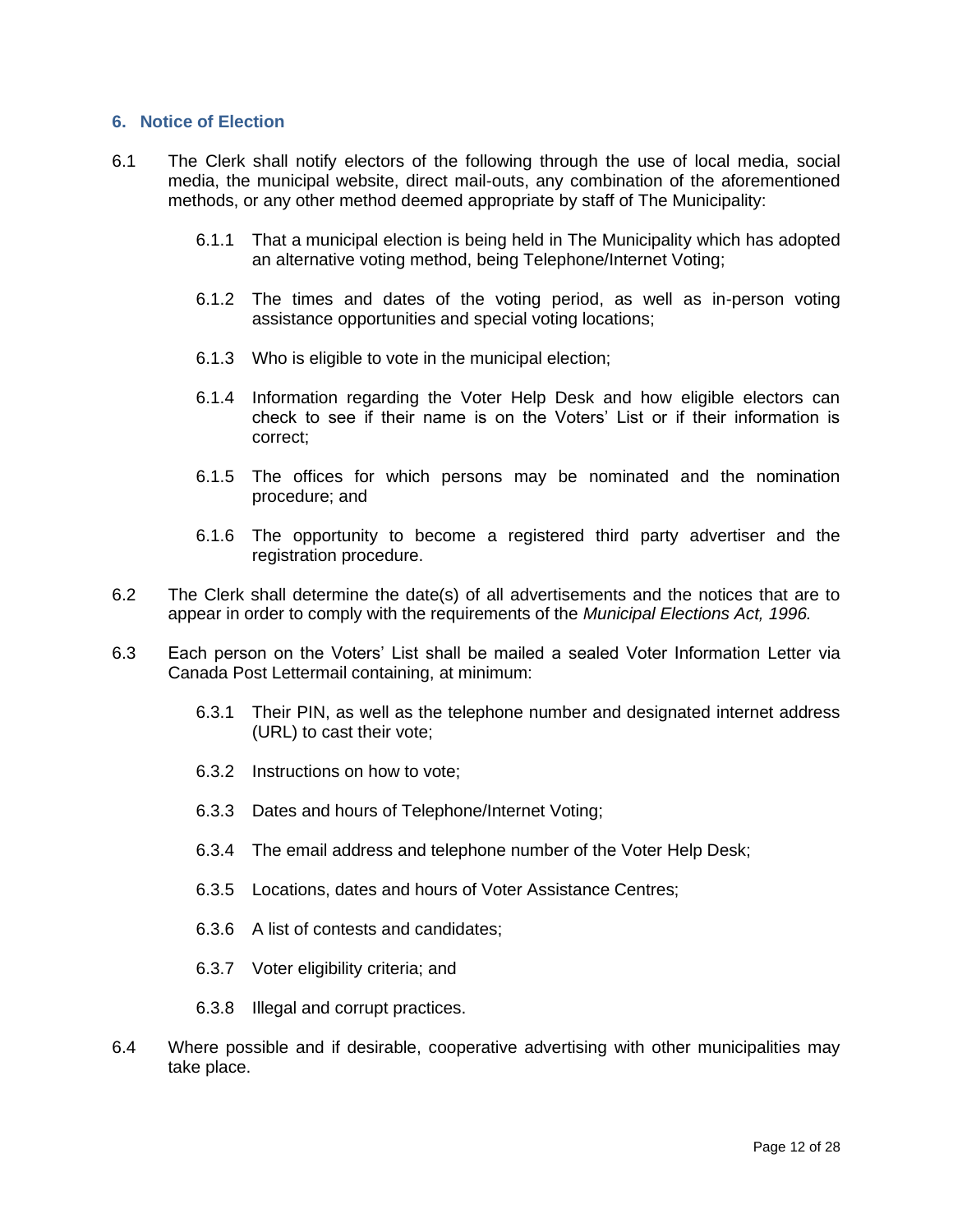## 6. Notice of Election

6.1 The Clerk shall notify electors of the following through the use of local media, social media, the municipal website, direct mail-outs, any combination of the aforementioned methods, or any other method deemed appropriate by staff of The Municipality:

- 6.1.1 That a municipal election is being held in The Municipality which has adopted an alternative voting method, being Telephone/Internet Voting;
- 6.1.2 The times and dates of the voting period, as well as in-person voting assistance opportunities and special voting locations;
- 6.1.3 Who is eligible to vote in the municipal election;
- 6.1.4 Information regarding the Voter Help Desk and how eligible electors can check to see if their name is on the Voters' List or if their information is correct;
- 6.1.5 The offices for which persons may be nominated and the nomination procedure; and
- 6.1.6 The opportunity to become a registered third party advertiser and the registration procedure.

6.2 The Clerk shall determine the date(s) of all advertisements and the notices that are to appear in order to comply with the requirements of the *Municipal Elections Act, 1996.*

6.3 Each person on the Voters' List shall be mailed a sealed Voter Information Letter via Canada Post Lettermail containing, at minimum:

- 6.3.1 Their PIN, as well as the telephone number and designated internet address (URL) to cast their vote;
- 6.3.2 Instructions on how to vote;
- 6.3.3 Dates and hours of Telephone/Internet Voting;
- 6.3.4 The email address and telephone number of the Voter Help Desk;
- 6.3.5 Locations, dates and hours of Voter Assistance Centres;
- 6.3.6 A list of contests and candidates;
- 6.3.7 Voter eligibility criteria; and
- 6.3.8 Illegal and corrupt practices.

6.4 Where possible and if desirable, cooperative advertising with other municipalities may take place.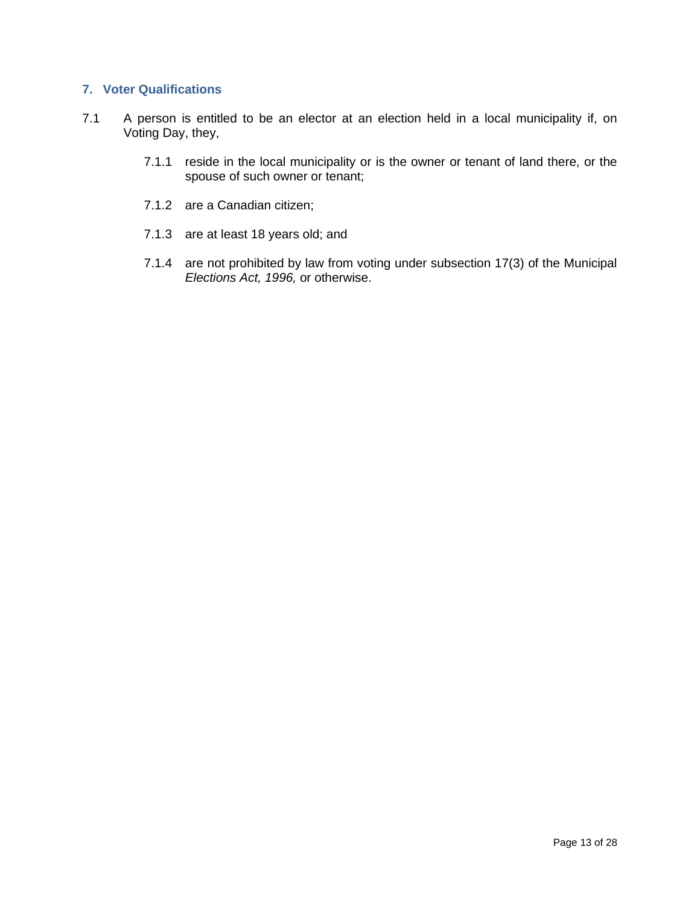## 7. Voter Qualifications

7.1 A person is entitled to be an elector at an election held in a local municipality if, on Voting Day, they,

- 7.1.1 reside in the local municipality or is the owner or tenant of land there, or the spouse of such owner or tenant;
- 7.1.2 are a Canadian citizen;
- 7.1.3 are at least 18 years old; and
- 7.1.4 are not prohibited by law from voting under subsection 17(3) of the Municipal *Elections Act, 1996,* or otherwise.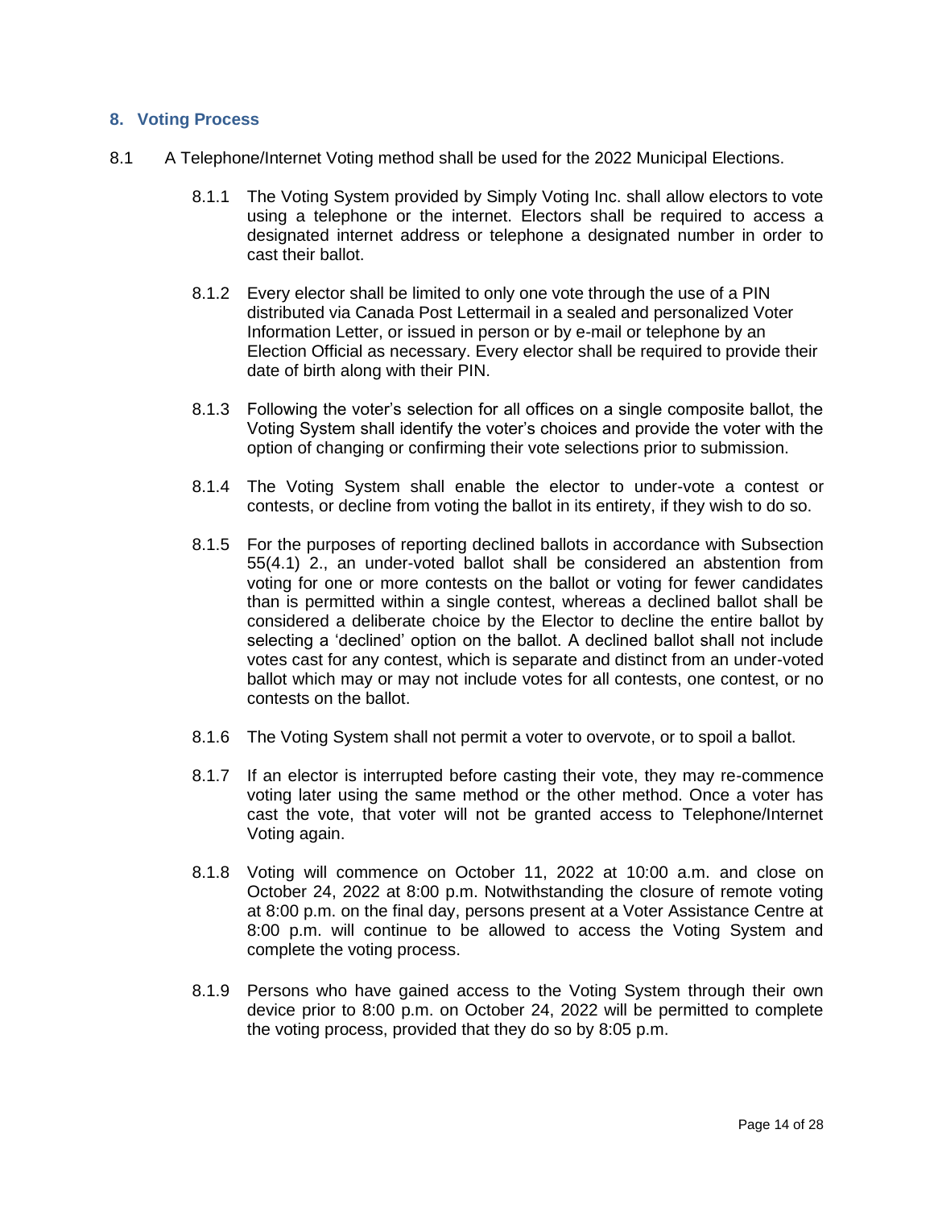## 8. Voting Process

8.1 A Telephone/Internet Voting method shall be used for the 2022 Municipal Elections.

8.1.1 The Voting System provided by Simply Voting Inc. shall allow electors to vote using a telephone or the internet. Electors shall be required to access a designated internet address or telephone a designated number in order to cast their ballot.

8.1.2 Every elector shall be limited to only one vote through the use of a PIN distributed via Canada Post Lettermail in a sealed and personalized Voter Information Letter, or issued in person or by e-mail or telephone by an Election Official as necessary. Every elector shall be required to provide their date of birth along with their PIN.

8.1.3 Following the voter's selection for all offices on a single composite ballot, the Voting System shall identify the voter's choices and provide the voter with the option of changing or confirming their vote selections prior to submission.

8.1.4 The Voting System shall enable the elector to under-vote a contest or contests, or decline from voting the ballot in its entirety, if they wish to do so.

8.1.5 For the purposes of reporting declined ballots in accordance with Subsection 55(4.1) 2., an under-voted ballot shall be considered an abstention from voting for one or more contests on the ballot or voting for fewer candidates than is permitted within a single contest, whereas a declined ballot shall be considered a deliberate choice by the Elector to decline the entire ballot by selecting a 'declined' option on the ballot. A declined ballot shall not include votes cast for any contest, which is separate and distinct from an under-voted ballot which may or may not include votes for all contests, one contest, or no contests on the ballot.

8.1.6 The Voting System shall not permit a voter to overvote, or to spoil a ballot.

8.1.7 If an elector is interrupted before casting their vote, they may re-commence voting later using the same method or the other method. Once a voter has cast the vote, that voter will not be granted access to Telephone/Internet Voting again.

8.1.8 Voting will commence on October 11, 2022 at 10:00 a.m. and close on October 24, 2022 at 8:00 p.m. Notwithstanding the closure of remote voting at 8:00 p.m. on the final day, persons present at a Voter Assistance Centre at 8:00 p.m. will continue to be allowed to access the Voting System and complete the voting process.

8.1.9 Persons who have gained access to the Voting System through their own device prior to 8:00 p.m. on October 24, 2022 will be permitted to complete the voting process, provided that they do so by 8:05 p.m.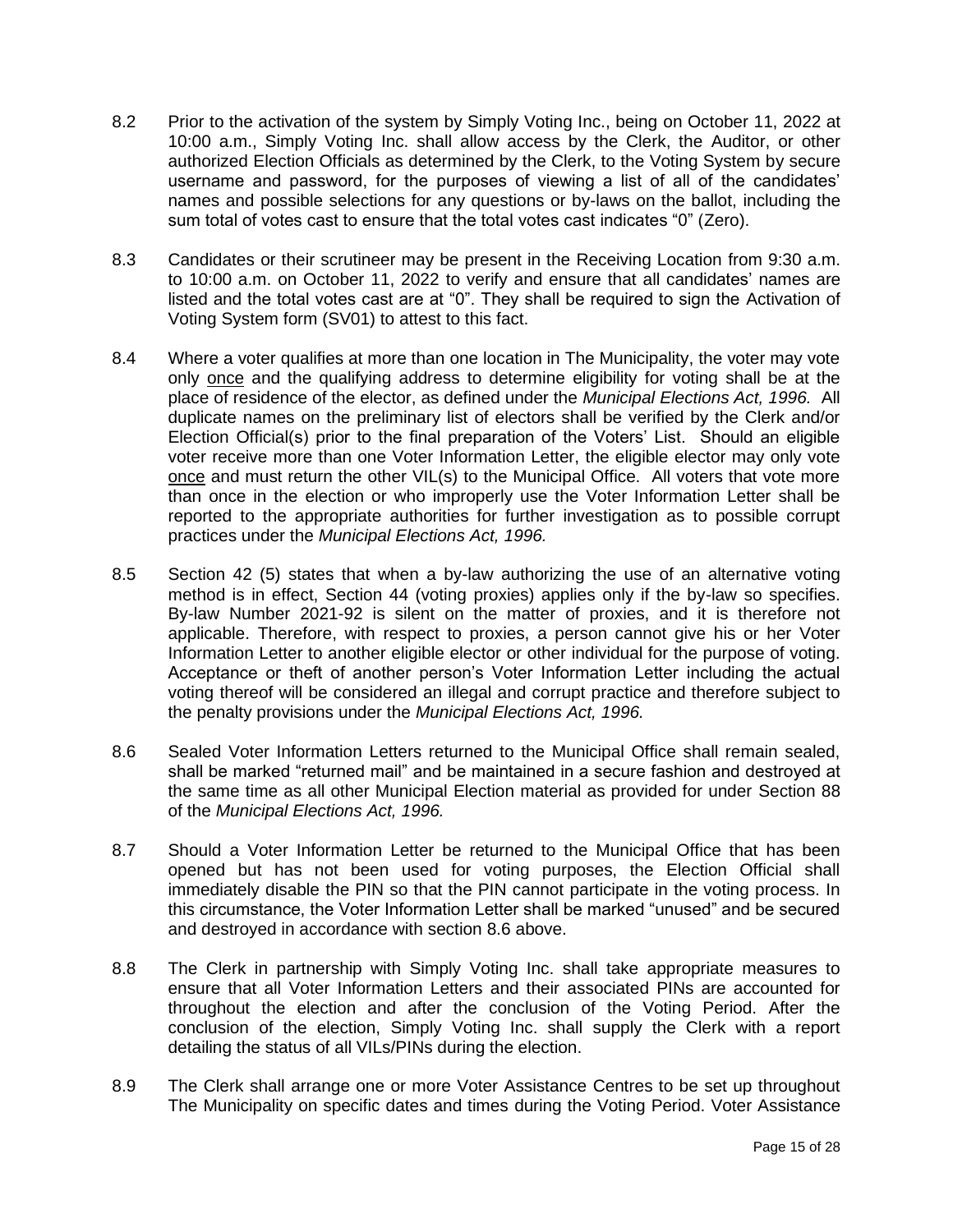8.2 Prior to the activation of the system by Simply Voting Inc., being on October 11, 2022 at 10:00 a.m., Simply Voting Inc. shall allow access by the Clerk, the Auditor, or other authorized Election Officials as determined by the Clerk, to the Voting System by secure username and password, for the purposes of viewing a list of all of the candidates' names and possible selections for any questions or by-laws on the ballot, including the sum total of votes cast to ensure that the total votes cast indicates "0" (Zero).

8.3 Candidates or their scrutineer may be present in the Receiving Location from 9:30 a.m. to 10:00 a.m. on October 11, 2022 to verify and ensure that all candidates' names are listed and the total votes cast are at "0". They shall be required to sign the Activation of Voting System form (SV01) to attest to this fact.

8.4 Where a voter qualifies at more than one location in The Municipality, the voter may vote only <u>once</u> and the qualifying address to determine eligibility for voting shall be at the place of residence of the elector, as defined under the *Municipal Elections Act, 1996.* All duplicate names on the preliminary list of electors shall be verified by the Clerk and/or Election Official(s) prior to the final preparation of the Voters' List. Should an eligible voter receive more than one Voter Information Letter, the eligible elector may only vote <u>once</u> and must return the other VIL(s) to the Municipal Office. All voters that vote more than once in the election or who improperly use the Voter Information Letter shall be reported to the appropriate authorities for further investigation as to possible corrupt practices under the *Municipal Elections Act, 1996.*

8.5 Section 42 (5) states that when a by-law authorizing the use of an alternative voting method is in effect, Section 44 (voting proxies) applies only if the by-law so specifies. By-law Number 2021-92 is silent on the matter of proxies, and it is therefore not applicable. Therefore, with respect to proxies, a person cannot give his or her Voter Information Letter to another eligible elector or other individual for the purpose of voting. Acceptance or theft of another person's Voter Information Letter including the actual voting thereof will be considered an illegal and corrupt practice and therefore subject to the penalty provisions under the *Municipal Elections Act, 1996.*

8.6 Sealed Voter Information Letters returned to the Municipal Office shall remain sealed, shall be marked "returned mail" and be maintained in a secure fashion and destroyed at the same time as all other Municipal Election material as provided for under Section 88 of the *Municipal Elections Act, 1996.*

8.7 Should a Voter Information Letter be returned to the Municipal Office that has been opened but has not been used for voting purposes, the Election Official shall immediately disable the PIN so that the PIN cannot participate in the voting process. In this circumstance, the Voter Information Letter shall be marked "unused" and be secured and destroyed in accordance with section 8.6 above.

8.8 The Clerk in partnership with Simply Voting Inc. shall take appropriate measures to ensure that all Voter Information Letters and their associated PINs are accounted for throughout the election and after the conclusion of the Voting Period. After the conclusion of the election, Simply Voting Inc. shall supply the Clerk with a report detailing the status of all VILs/PINs during the election.

8.9 The Clerk shall arrange one or more Voter Assistance Centres to be set up throughout The Municipality on specific dates and times during the Voting Period. Voter Assistance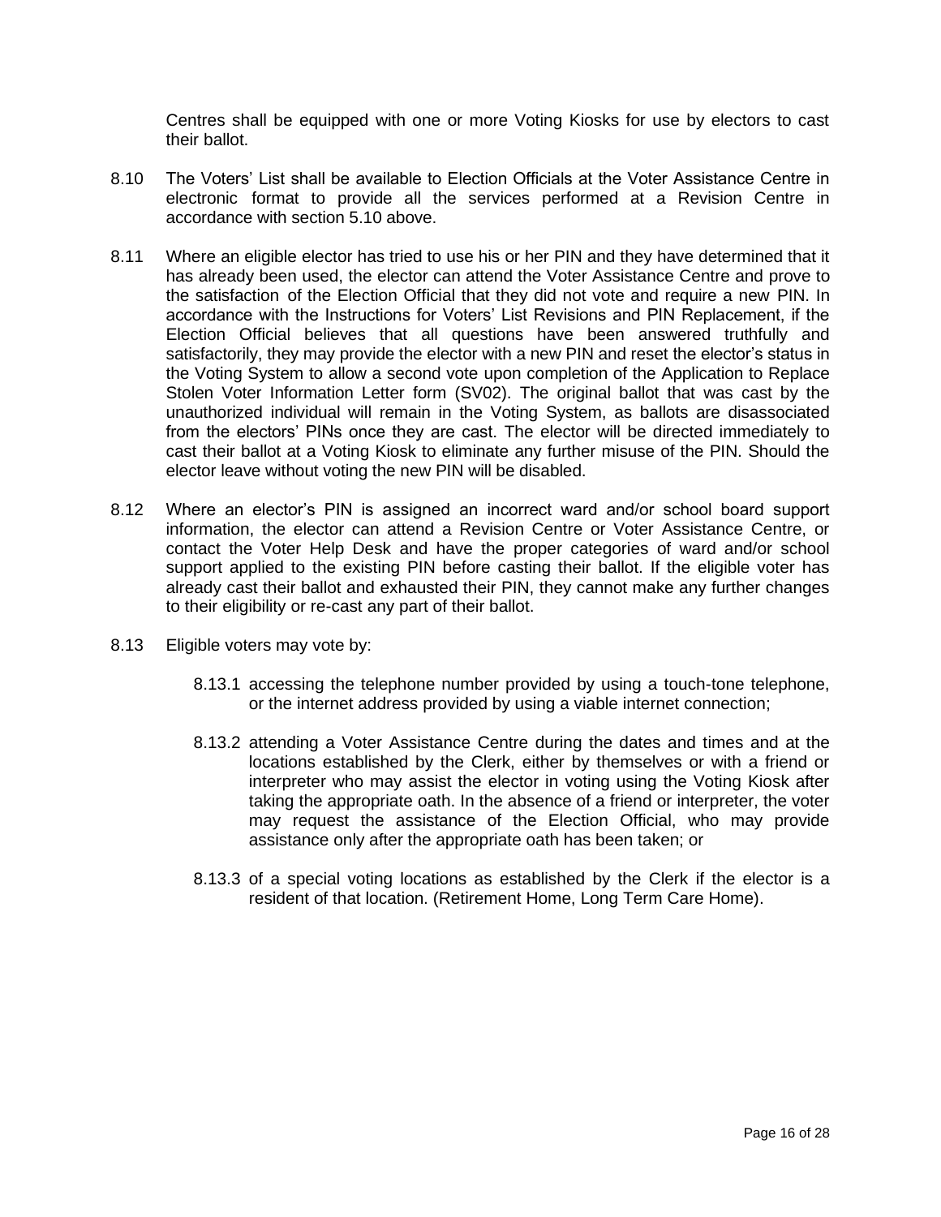Centres shall be equipped with one or more Voting Kiosks for use by electors to cast their ballot.

8.10 The Voters' List shall be available to Election Officials at the Voter Assistance Centre in electronic format to provide all the services performed at a Revision Centre in accordance with section 5.10 above.

8.11 Where an eligible elector has tried to use his or her PIN and they have determined that it has already been used, the elector can attend the Voter Assistance Centre and prove to the satisfaction of the Election Official that they did not vote and require a new PIN. In accordance with the Instructions for Voters' List Revisions and PIN Replacement, if the Election Official believes that all questions have been answered truthfully and satisfactorily, they may provide the elector with a new PIN and reset the elector's status in the Voting System to allow a second vote upon completion of the Application to Replace Stolen Voter Information Letter form (SV02). The original ballot that was cast by the unauthorized individual will remain in the Voting System, as ballots are disassociated from the electors' PINs once they are cast. The elector will be directed immediately to cast their ballot at a Voting Kiosk to eliminate any further misuse of the PIN. Should the elector leave without voting the new PIN will be disabled.

8.12 Where an elector's PIN is assigned an incorrect ward and/or school board support information, the elector can attend a Revision Centre or Voter Assistance Centre, or contact the Voter Help Desk and have the proper categories of ward and/or school support applied to the existing PIN before casting their ballot. If the eligible voter has already cast their ballot and exhausted their PIN, they cannot make any further changes to their eligibility or re-cast any part of their ballot.

8.13 Eligible voters may vote by:

8.13.1 accessing the telephone number provided by using a touch-tone telephone, or the internet address provided by using a viable internet connection;

8.13.2 attending a Voter Assistance Centre during the dates and times and at the locations established by the Clerk, either by themselves or with a friend or interpreter who may assist the elector in voting using the Voting Kiosk after taking the appropriate oath. In the absence of a friend or interpreter, the voter may request the assistance of the Election Official, who may provide assistance only after the appropriate oath has been taken; or

8.13.3 of a special voting locations as established by the Clerk if the elector is a resident of that location. (Retirement Home, Long Term Care Home).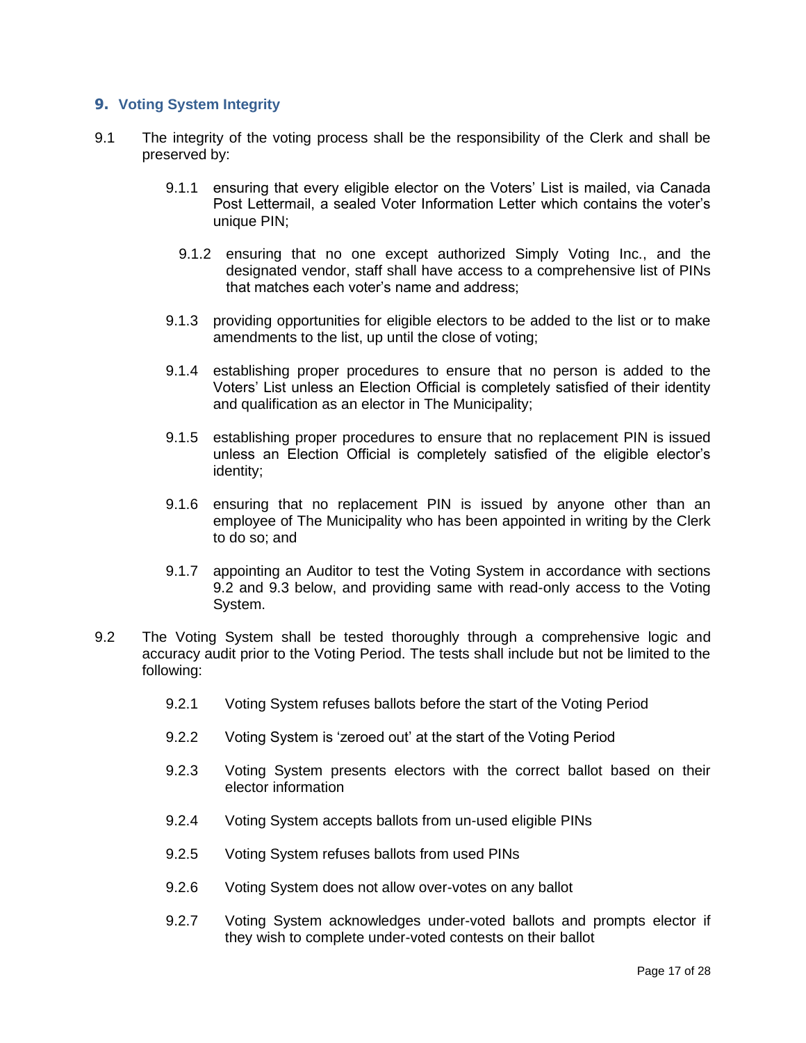## 9. Voting System Integrity

9.1 The integrity of the voting process shall be the responsibility of the Clerk and shall be preserved by:

- 9.1.1 ensuring that every eligible elector on the Voters' List is mailed, via Canada Post Lettermail, a sealed Voter Information Letter which contains the voter's unique PIN;
- 9.1.2 ensuring that no one except authorized Simply Voting Inc., and the designated vendor, staff shall have access to a comprehensive list of PINs that matches each voter's name and address;
- 9.1.3 providing opportunities for eligible electors to be added to the list or to make amendments to the list, up until the close of voting;
- 9.1.4 establishing proper procedures to ensure that no person is added to the Voters' List unless an Election Official is completely satisfied of their identity and qualification as an elector in The Municipality;
- 9.1.5 establishing proper procedures to ensure that no replacement PIN is issued unless an Election Official is completely satisfied of the eligible elector's identity;
- 9.1.6 ensuring that no replacement PIN is issued by anyone other than an employee of The Municipality who has been appointed in writing by the Clerk to do so; and
- 9.1.7 appointing an Auditor to test the Voting System in accordance with sections 9.2 and 9.3 below, and providing same with read-only access to the Voting System.

9.2 The Voting System shall be tested thoroughly through a comprehensive logic and accuracy audit prior to the Voting Period. The tests shall include but not be limited to the following:

- 9.2.1 Voting System refuses ballots before the start of the Voting Period
- 9.2.2 Voting System is 'zeroed out' at the start of the Voting Period
- 9.2.3 Voting System presents electors with the correct ballot based on their elector information
- 9.2.4 Voting System accepts ballots from un-used eligible PINs
- 9.2.5 Voting System refuses ballots from used PINs
- 9.2.6 Voting System does not allow over-votes on any ballot
- 9.2.7 Voting System acknowledges under-voted ballots and prompts elector if they wish to complete under-voted contests on their ballot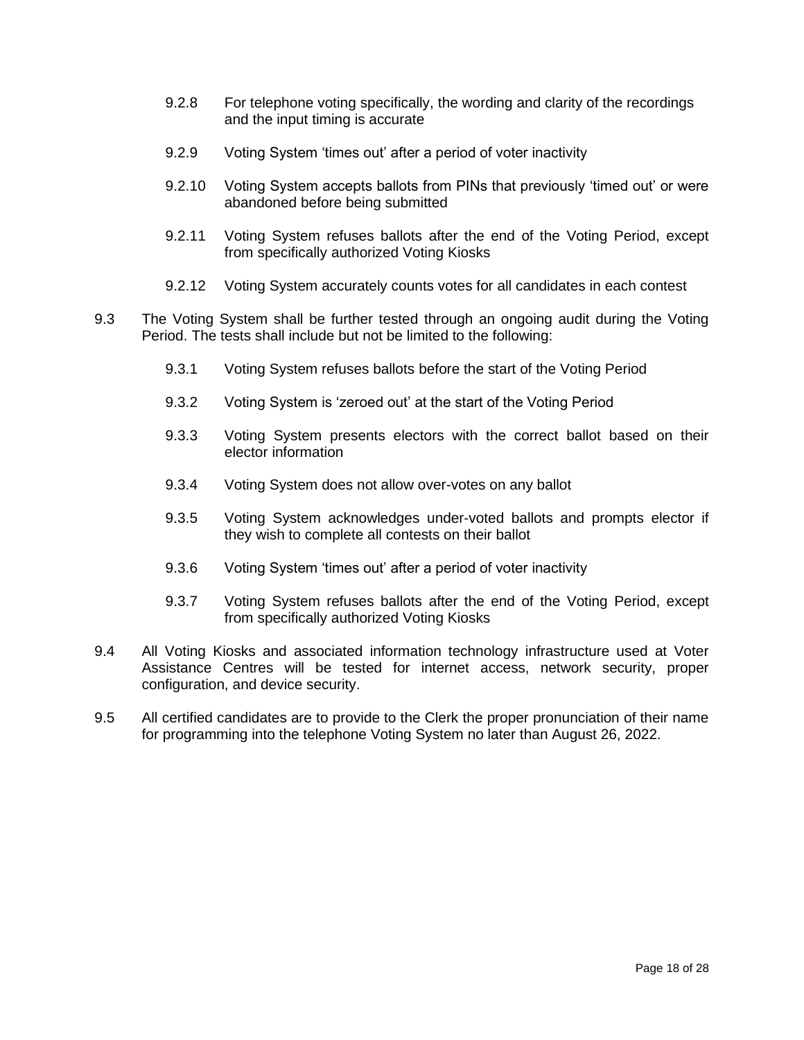9.2.8 For telephone voting specifically, the wording and clarity of the recordings and the input timing is accurate

9.2.9 Voting System 'times out' after a period of voter inactivity

9.2.10 Voting System accepts ballots from PINs that previously 'timed out' or were abandoned before being submitted

9.2.11 Voting System refuses ballots after the end of the Voting Period, except from specifically authorized Voting Kiosks

9.2.12 Voting System accurately counts votes for all candidates in each contest

9.3 The Voting System shall be further tested through an ongoing audit during the Voting Period. The tests shall include but not be limited to the following:

9.3.1 Voting System refuses ballots before the start of the Voting Period

9.3.2 Voting System is 'zeroed out' at the start of the Voting Period

9.3.3 Voting System presents electors with the correct ballot based on their elector information

9.3.4 Voting System does not allow over-votes on any ballot

9.3.5 Voting System acknowledges under-voted ballots and prompts elector if they wish to complete all contests on their ballot

9.3.6 Voting System 'times out' after a period of voter inactivity

9.3.7 Voting System refuses ballots after the end of the Voting Period, except from specifically authorized Voting Kiosks

9.4 All Voting Kiosks and associated information technology infrastructure used at Voter Assistance Centres will be tested for internet access, network security, proper configuration, and device security.

9.5 All certified candidates are to provide to the Clerk the proper pronunciation of their name for programming into the telephone Voting System no later than August 26, 2022.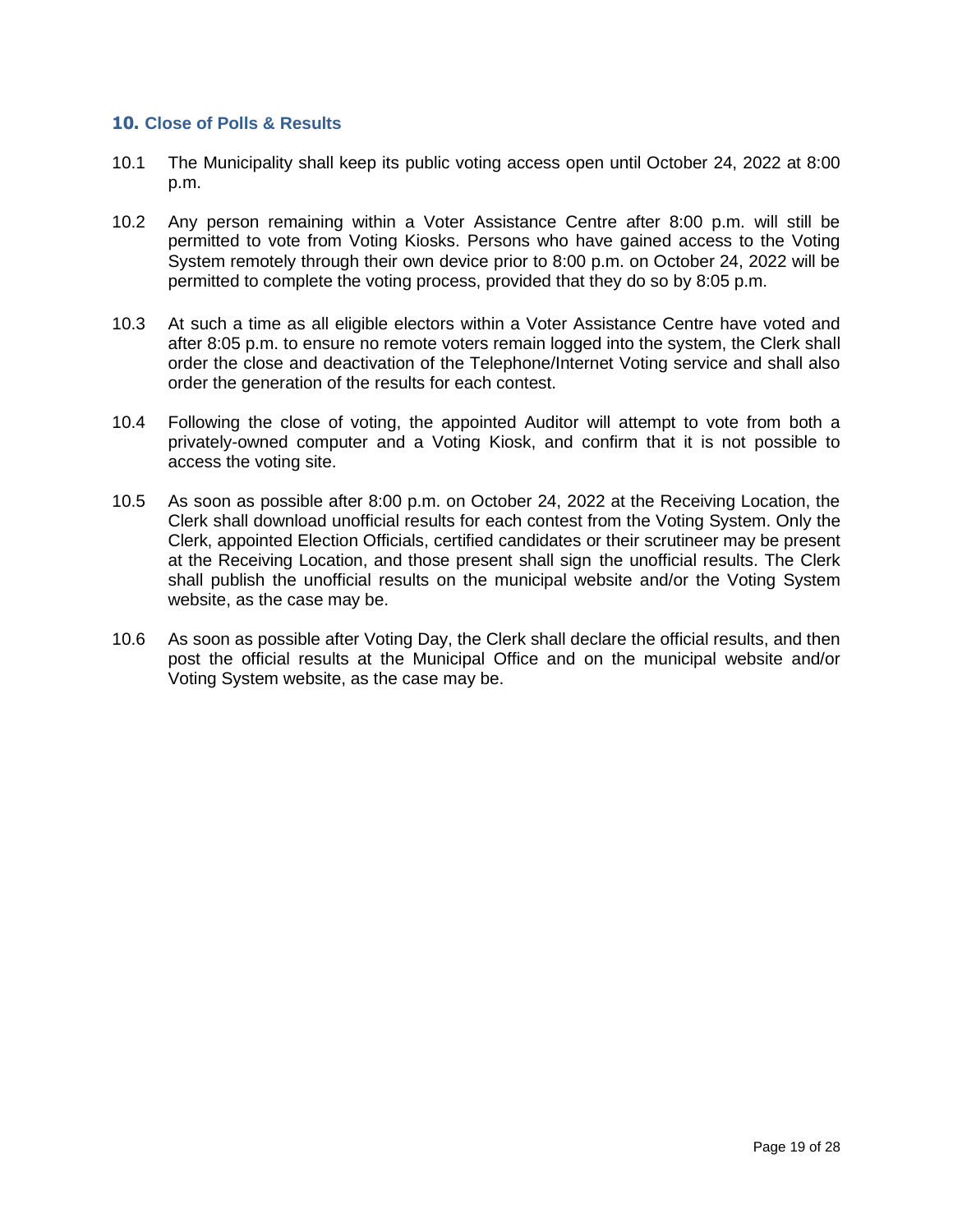## 10. Close of Polls & Results

10.1 The Municipality shall keep its public voting access open until October 24, 2022 at 8:00 p.m.

10.2 Any person remaining within a Voter Assistance Centre after 8:00 p.m. will still be permitted to vote from Voting Kiosks. Persons who have gained access to the Voting System remotely through their own device prior to 8:00 p.m. on October 24, 2022 will be permitted to complete the voting process, provided that they do so by 8:05 p.m.

10.3 At such a time as all eligible electors within a Voter Assistance Centre have voted and after 8:05 p.m. to ensure no remote voters remain logged into the system, the Clerk shall order the close and deactivation of the Telephone/Internet Voting service and shall also order the generation of the results for each contest.

10.4 Following the close of voting, the appointed Auditor will attempt to vote from both a privately-owned computer and a Voting Kiosk, and confirm that it is not possible to access the voting site.

10.5 As soon as possible after 8:00 p.m. on October 24, 2022 at the Receiving Location, the Clerk shall download unofficial results for each contest from the Voting System. Only the Clerk, appointed Election Officials, certified candidates or their scrutineer may be present at the Receiving Location, and those present shall sign the unofficial results. The Clerk shall publish the unofficial results on the municipal website and/or the Voting System website, as the case may be.

10.6 As soon as possible after Voting Day, the Clerk shall declare the official results, and then post the official results at the Municipal Office and on the municipal website and/or Voting System website, as the case may be.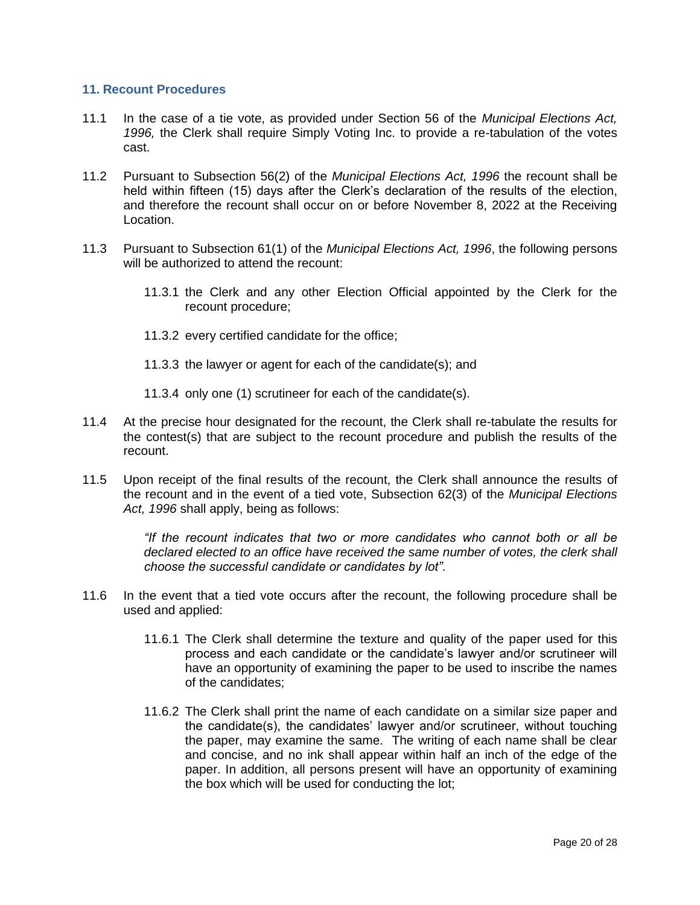## 11. Recount Procedures

11.1 In the case of a tie vote, as provided under Section 56 of the *Municipal Elections Act, 1996,* the Clerk shall require Simply Voting Inc. to provide a re-tabulation of the votes cast.

11.2 Pursuant to Subsection 56(2) of the *Municipal Elections Act, 1996* the recount shall be held within fifteen (15) days after the Clerk's declaration of the results of the election, and therefore the recount shall occur on or before November 8, 2022 at the Receiving Location.

11.3 Pursuant to Subsection 61(1) of the *Municipal Elections Act, 1996*, the following persons will be authorized to attend the recount:

> 11.3.1 the Clerk and any other Election Official appointed by the Clerk for the recount procedure;
>
> 11.3.2 every certified candidate for the office;
>
> 11.3.3 the lawyer or agent for each of the candidate(s); and
>
> 11.3.4 only one (1) scrutineer for each of the candidate(s).

11.4 At the precise hour designated for the recount, the Clerk shall re-tabulate the results for the contest(s) that are subject to the recount procedure and publish the results of the recount.

11.5 Upon receipt of the final results of the recount, the Clerk shall announce the results of the recount and in the event of a tied vote, Subsection 62(3) of the *Municipal Elections Act, 1996* shall apply, being as follows:

> *"If the recount indicates that two or more candidates who cannot both or all be declared elected to an office have received the same number of votes, the clerk shall choose the successful candidate or candidates by lot".*

11.6 In the event that a tied vote occurs after the recount, the following procedure shall be used and applied:

> 11.6.1 The Clerk shall determine the texture and quality of the paper used for this process and each candidate or the candidate's lawyer and/or scrutineer will have an opportunity of examining the paper to be used to inscribe the names of the candidates;
>
> 11.6.2 The Clerk shall print the name of each candidate on a similar size paper and the candidate(s), the candidates' lawyer and/or scrutineer, without touching the paper, may examine the same. The writing of each name shall be clear and concise, and no ink shall appear within half an inch of the edge of the paper. In addition, all persons present will have an opportunity of examining the box which will be used for conducting the lot;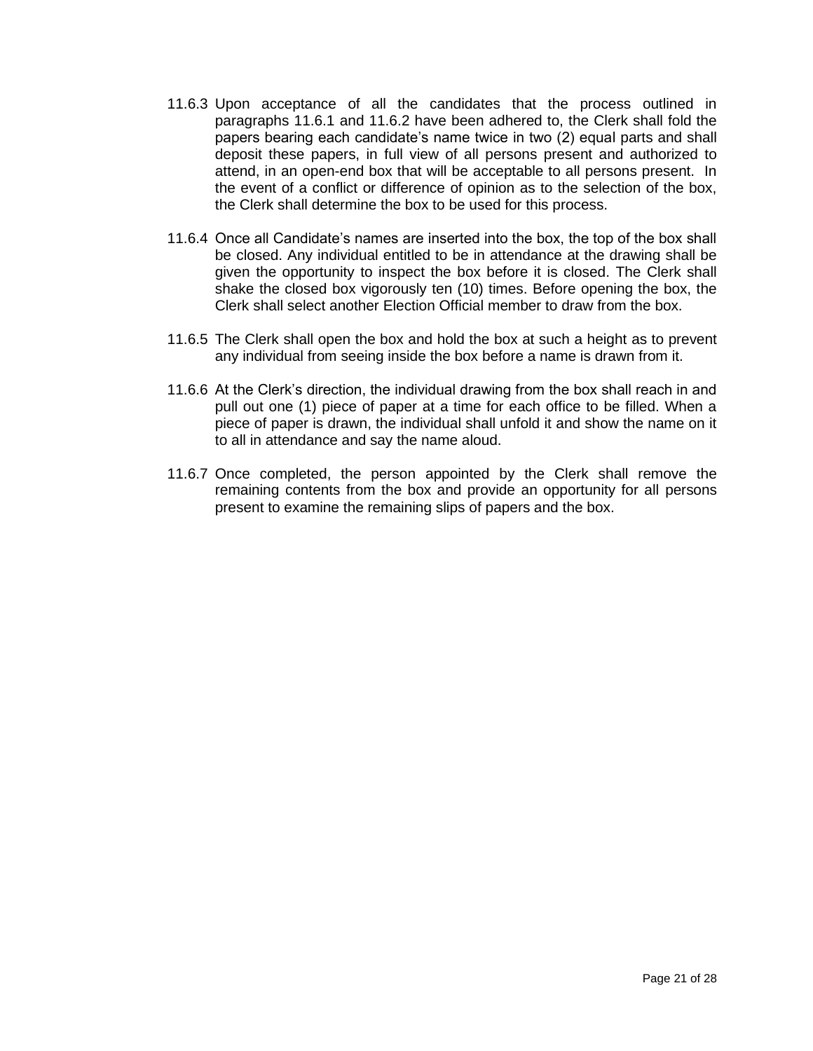11.6.3 Upon acceptance of all the candidates that the process outlined in paragraphs 11.6.1 and 11.6.2 have been adhered to, the Clerk shall fold the papers bearing each candidate's name twice in two (2) equal parts and shall deposit these papers, in full view of all persons present and authorized to attend, in an open-end box that will be acceptable to all persons present. In the event of a conflict or difference of opinion as to the selection of the box, the Clerk shall determine the box to be used for this process.

11.6.4 Once all Candidate's names are inserted into the box, the top of the box shall be closed. Any individual entitled to be in attendance at the drawing shall be given the opportunity to inspect the box before it is closed. The Clerk shall shake the closed box vigorously ten (10) times. Before opening the box, the Clerk shall select another Election Official member to draw from the box.

11.6.5 The Clerk shall open the box and hold the box at such a height as to prevent any individual from seeing inside the box before a name is drawn from it.

11.6.6 At the Clerk's direction, the individual drawing from the box shall reach in and pull out one (1) piece of paper at a time for each office to be filled. When a piece of paper is drawn, the individual shall unfold it and show the name on it to all in attendance and say the name aloud.

11.6.7 Once completed, the person appointed by the Clerk shall remove the remaining contents from the box and provide an opportunity for all persons present to examine the remaining slips of papers and the box.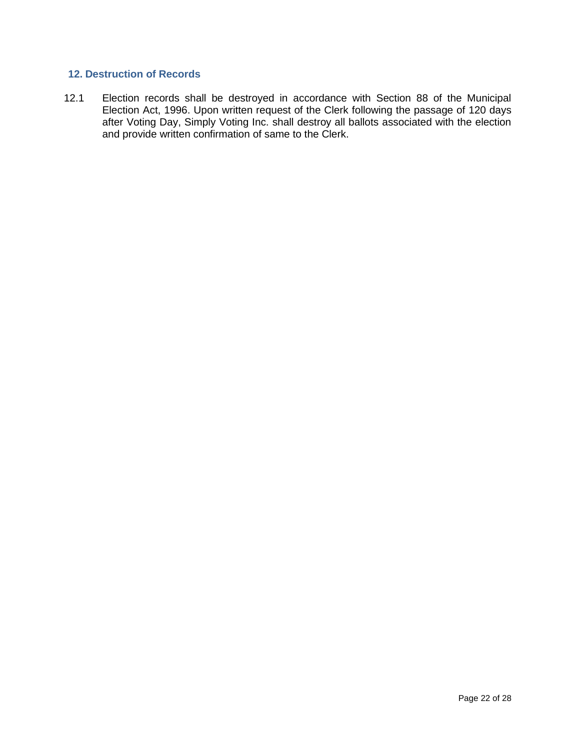## 12. Destruction of Records

12.1 Election records shall be destroyed in accordance with Section 88 of the Municipal Election Act, 1996. Upon written request of the Clerk following the passage of 120 days after Voting Day, Simply Voting Inc. shall destroy all ballots associated with the election and provide written confirmation of same to the Clerk.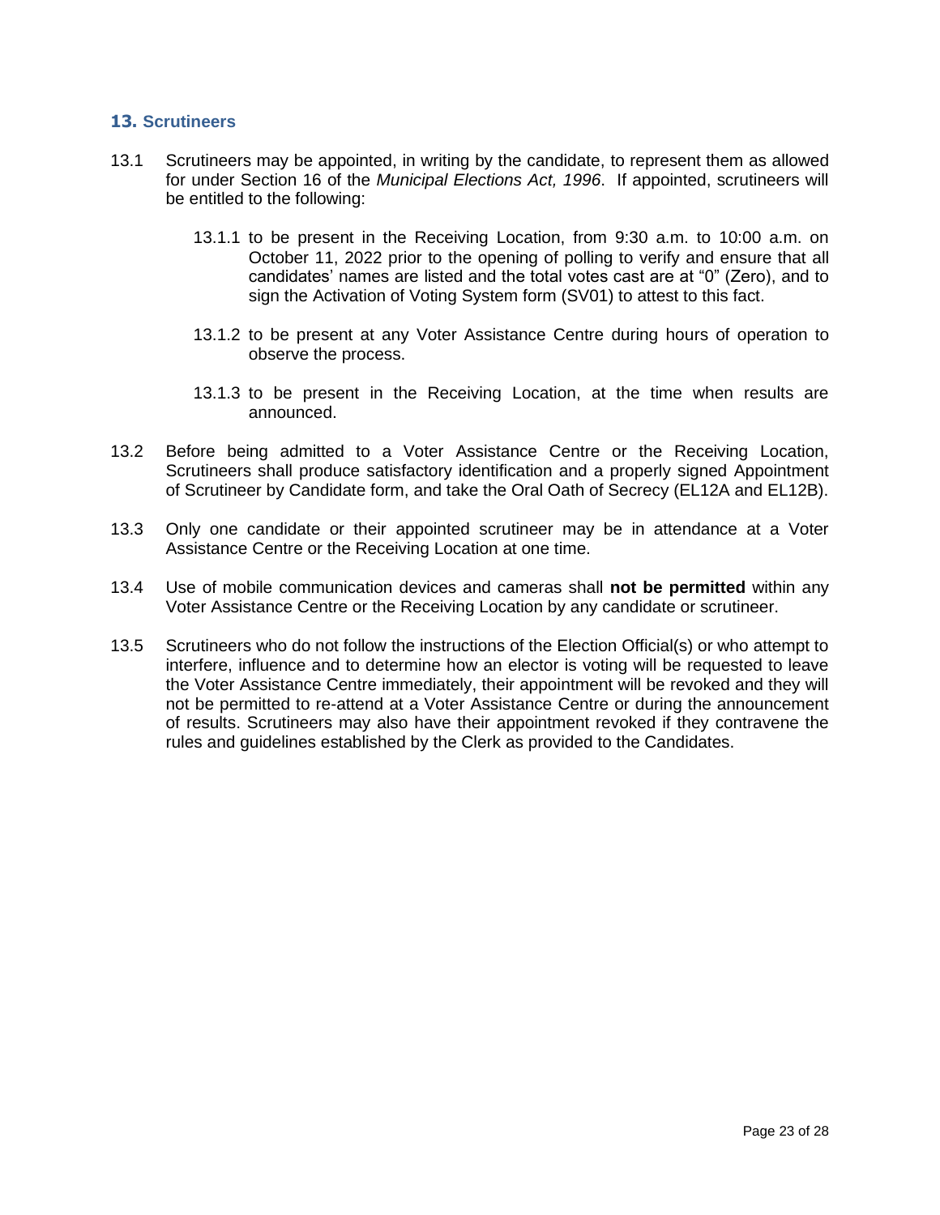## 13. Scrutineers

13.1 Scrutineers may be appointed, in writing by the candidate, to represent them as allowed for under Section 16 of the *Municipal Elections Act, 1996*. If appointed, scrutineers will be entitled to the following:

13.1.1 to be present in the Receiving Location, from 9:30 a.m. to 10:00 a.m. on October 11, 2022 prior to the opening of polling to verify and ensure that all candidates' names are listed and the total votes cast are at "0" (Zero), and to sign the Activation of Voting System form (SV01) to attest to this fact.

13.1.2 to be present at any Voter Assistance Centre during hours of operation to observe the process.

13.1.3 to be present in the Receiving Location, at the time when results are announced.

13.2 Before being admitted to a Voter Assistance Centre or the Receiving Location, Scrutineers shall produce satisfactory identification and a properly signed Appointment of Scrutineer by Candidate form, and take the Oral Oath of Secrecy (EL12A and EL12B).

13.3 Only one candidate or their appointed scrutineer may be in attendance at a Voter Assistance Centre or the Receiving Location at one time.

13.4 Use of mobile communication devices and cameras shall **not be permitted** within any Voter Assistance Centre or the Receiving Location by any candidate or scrutineer.

13.5 Scrutineers who do not follow the instructions of the Election Official(s) or who attempt to interfere, influence and to determine how an elector is voting will be requested to leave the Voter Assistance Centre immediately, their appointment will be revoked and they will not be permitted to re-attend at a Voter Assistance Centre or during the announcement of results. Scrutineers may also have their appointment revoked if they contravene the rules and guidelines established by the Clerk as provided to the Candidates.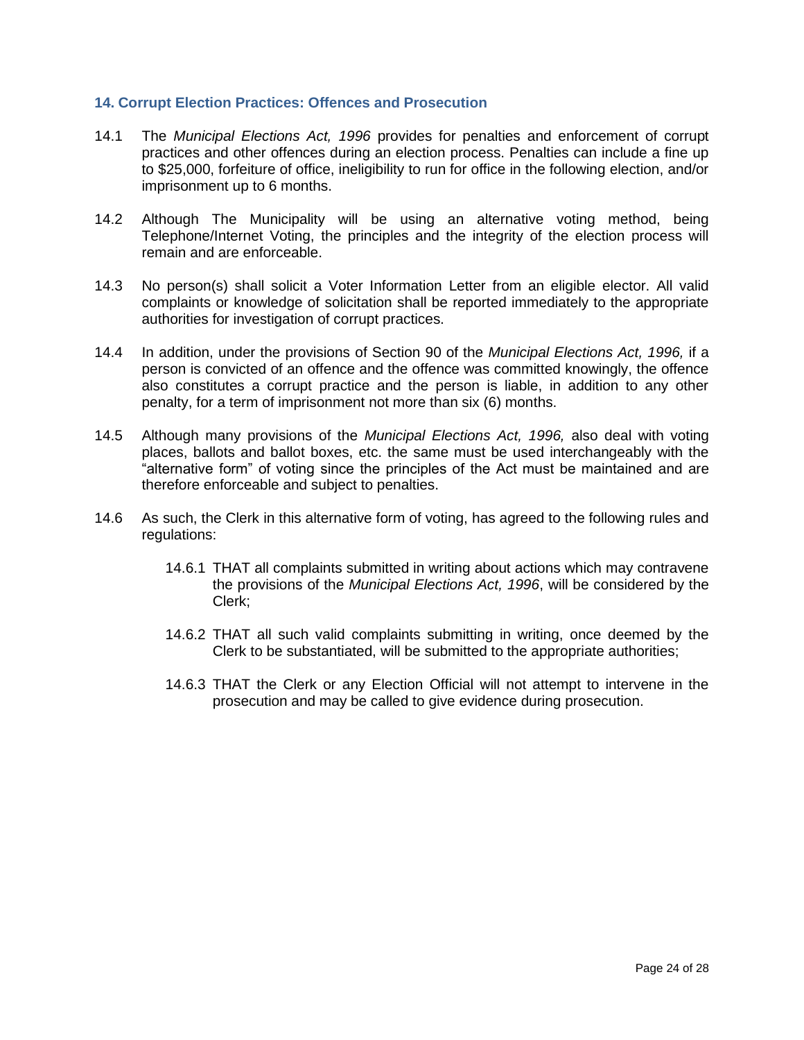## 14. Corrupt Election Practices: Offences and Prosecution

14.1 The *Municipal Elections Act, 1996* provides for penalties and enforcement of corrupt practices and other offences during an election process. Penalties can include a fine up to $25,000, forfeiture of office, ineligibility to run for office in the following election, and/or imprisonment up to 6 months.

14.2 Although The Municipality will be using an alternative voting method, being Telephone/Internet Voting, the principles and the integrity of the election process will remain and are enforceable.

14.3 No person(s) shall solicit a Voter Information Letter from an eligible elector. All valid complaints or knowledge of solicitation shall be reported immediately to the appropriate authorities for investigation of corrupt practices.

14.4 In addition, under the provisions of Section 90 of the *Municipal Elections Act, 1996,* if a person is convicted of an offence and the offence was committed knowingly, the offence also constitutes a corrupt practice and the person is liable, in addition to any other penalty, for a term of imprisonment not more than six (6) months.

14.5 Although many provisions of the *Municipal Elections Act, 1996,* also deal with voting places, ballots and ballot boxes, etc. the same must be used interchangeably with the "alternative form" of voting since the principles of the Act must be maintained and are therefore enforceable and subject to penalties.

14.6 As such, the Clerk in this alternative form of voting, has agreed to the following rules and regulations:

> 14.6.1 THAT all complaints submitted in writing about actions which may contravene the provisions of the *Municipal Elections Act, 1996*, will be considered by the Clerk;
>
> 14.6.2 THAT all such valid complaints submitting in writing, once deemed by the Clerk to be substantiated, will be submitted to the appropriate authorities;
>
> 14.6.3 THAT the Clerk or any Election Official will not attempt to intervene in the prosecution and may be called to give evidence during prosecution.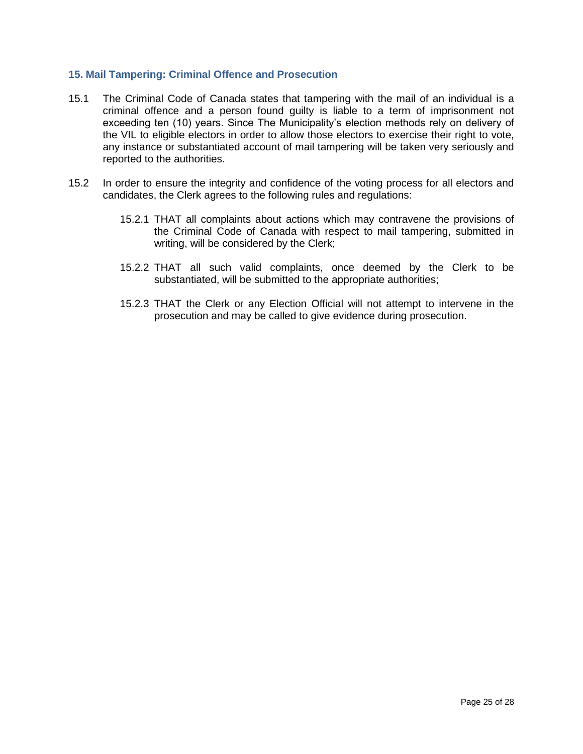## 15. Mail Tampering: Criminal Offence and Prosecution

15.1 The Criminal Code of Canada states that tampering with the mail of an individual is a criminal offence and a person found guilty is liable to a term of imprisonment not exceeding ten (10) years. Since The Municipality's election methods rely on delivery of the VIL to eligible electors in order to allow those electors to exercise their right to vote, any instance or substantiated account of mail tampering will be taken very seriously and reported to the authorities.

15.2 In order to ensure the integrity and confidence of the voting process for all electors and candidates, the Clerk agrees to the following rules and regulations:

> 15.2.1 THAT all complaints about actions which may contravene the provisions of the Criminal Code of Canada with respect to mail tampering, submitted in writing, will be considered by the Clerk;
>
> 15.2.2 THAT all such valid complaints, once deemed by the Clerk to be substantiated, will be submitted to the appropriate authorities;
>
> 15.2.3 THAT the Clerk or any Election Official will not attempt to intervene in the prosecution and may be called to give evidence during prosecution.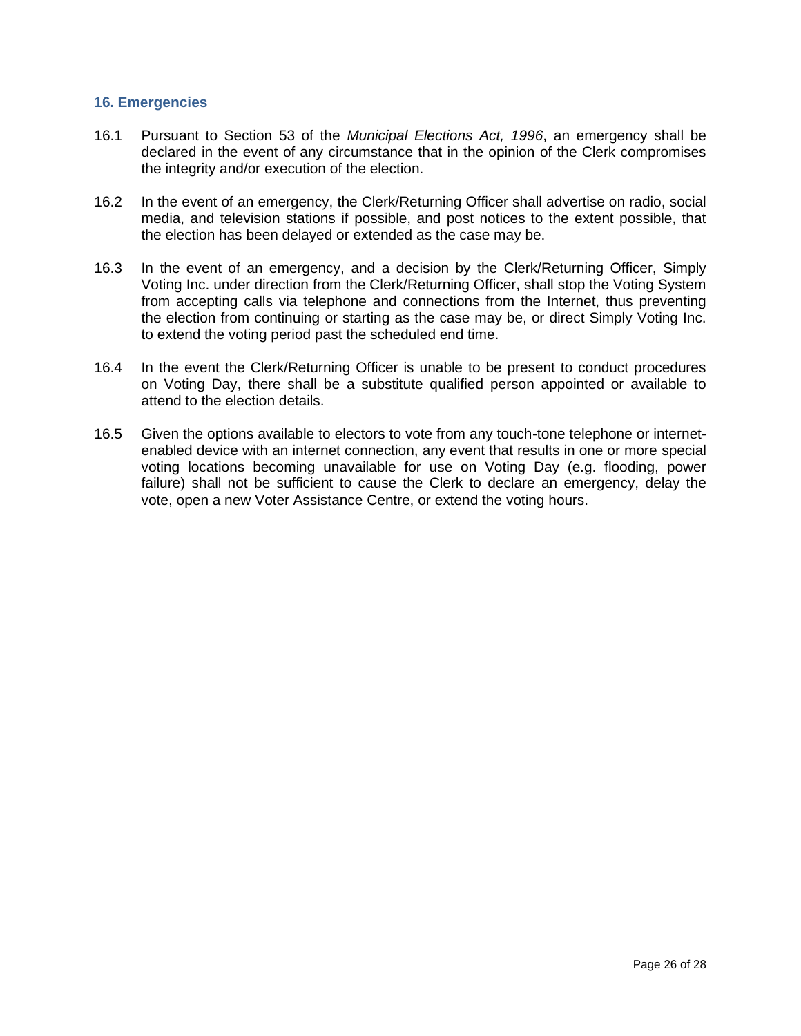## 16. Emergencies

16.1 Pursuant to Section 53 of the *Municipal Elections Act, 1996*, an emergency shall be declared in the event of any circumstance that in the opinion of the Clerk compromises the integrity and/or execution of the election.

16.2 In the event of an emergency, the Clerk/Returning Officer shall advertise on radio, social media, and television stations if possible, and post notices to the extent possible, that the election has been delayed or extended as the case may be.

16.3 In the event of an emergency, and a decision by the Clerk/Returning Officer, Simply Voting Inc. under direction from the Clerk/Returning Officer, shall stop the Voting System from accepting calls via telephone and connections from the Internet, thus preventing the election from continuing or starting as the case may be, or direct Simply Voting Inc. to extend the voting period past the scheduled end time.

16.4 In the event the Clerk/Returning Officer is unable to be present to conduct procedures on Voting Day, there shall be a substitute qualified person appointed or available to attend to the election details.

16.5 Given the options available to electors to vote from any touch-tone telephone or internet-enabled device with an internet connection, any event that results in one or more special voting locations becoming unavailable for use on Voting Day (e.g. flooding, power failure) shall not be sufficient to cause the Clerk to declare an emergency, delay the vote, open a new Voter Assistance Centre, or extend the voting hours.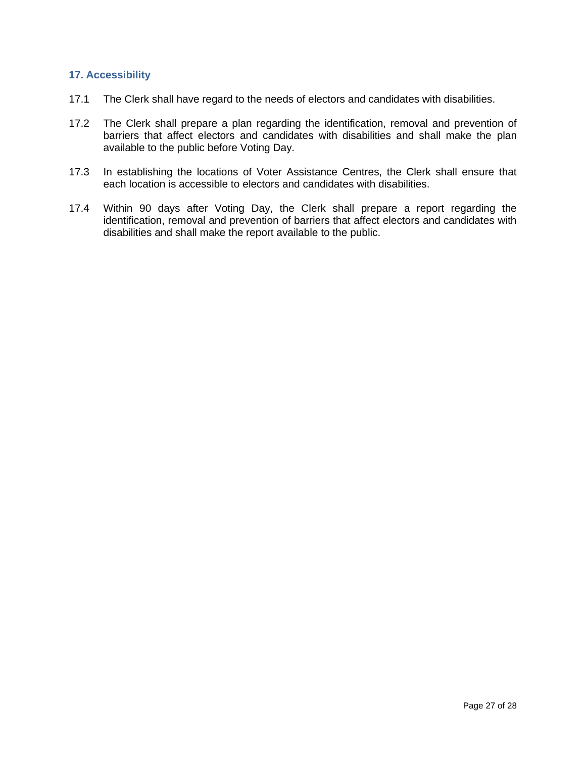## 17. Accessibility

17.1 The Clerk shall have regard to the needs of electors and candidates with disabilities.

17.2 The Clerk shall prepare a plan regarding the identification, removal and prevention of barriers that affect electors and candidates with disabilities and shall make the plan available to the public before Voting Day.

17.3 In establishing the locations of Voter Assistance Centres, the Clerk shall ensure that each location is accessible to electors and candidates with disabilities.

17.4 Within 90 days after Voting Day, the Clerk shall prepare a report regarding the identification, removal and prevention of barriers that affect electors and candidates with disabilities and shall make the report available to the public.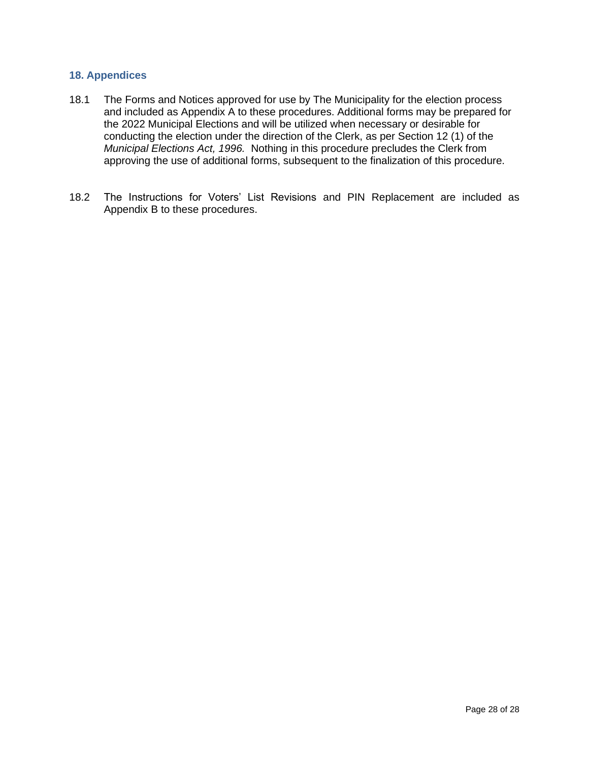## 18. Appendices

18.1 The Forms and Notices approved for use by The Municipality for the election process and included as Appendix A to these procedures. Additional forms may be prepared for the 2022 Municipal Elections and will be utilized when necessary or desirable for conducting the election under the direction of the Clerk, as per Section 12 (1) of the *Municipal Elections Act, 1996.* Nothing in this procedure precludes the Clerk from approving the use of additional forms, subsequent to the finalization of this procedure.

18.2 The Instructions for Voters' List Revisions and PIN Replacement are included as Appendix B to these procedures.